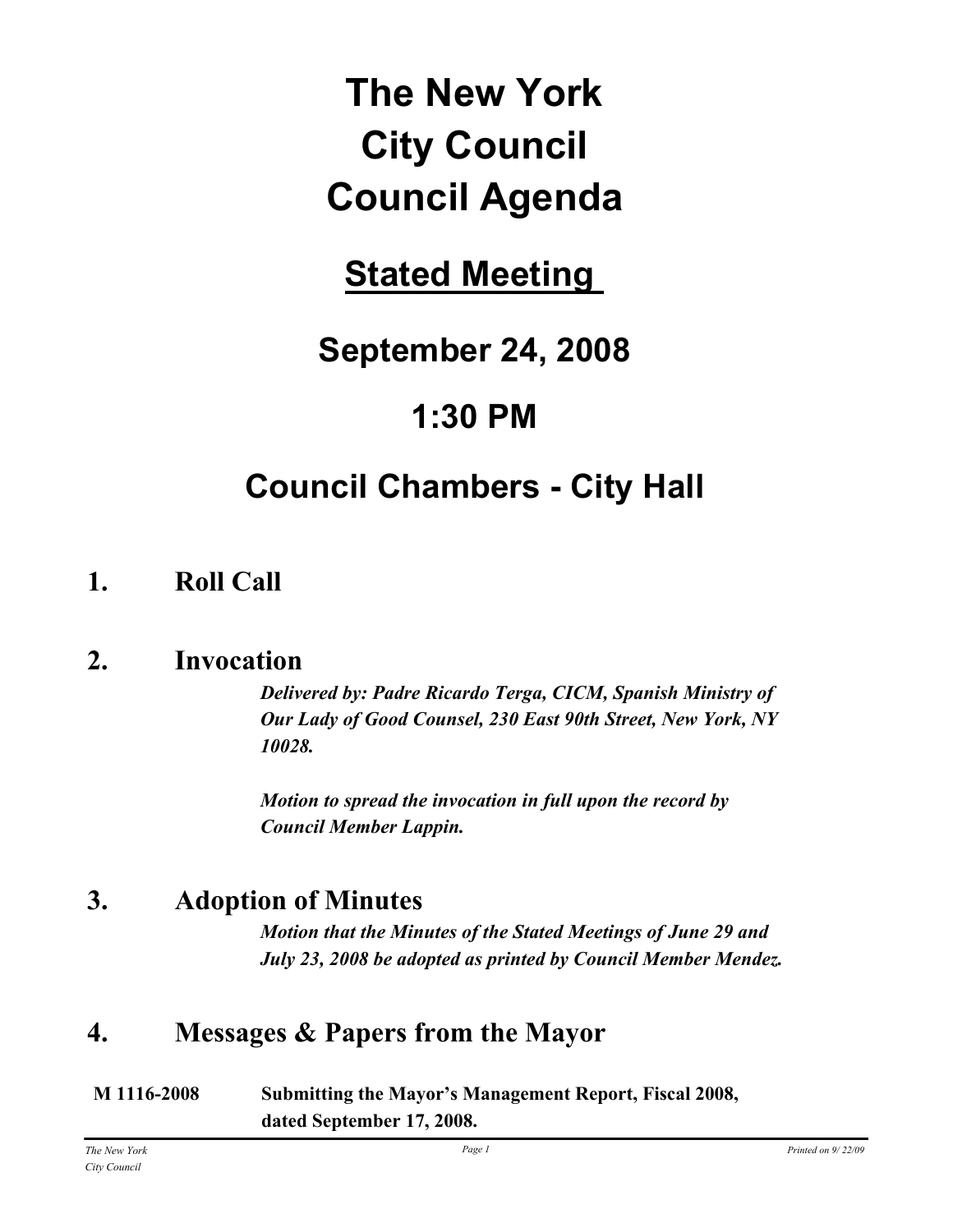# The New York City Council Council Agenda

## Stated Meeting

## September 24, 2008

## 1:30 PM

## Council Chambers - City Hall

### 1. Roll Call

### 2. Invocation

***Delivered by: Padre Ricardo Terga, CICM, Spanish Ministry of Our Lady of Good Counsel, 230 East 90th Street, New York, NY 10028.***

***Motion to spread the invocation in full upon the record by Council Member Lappin.***

### 3. Adoption of Minutes

***Motion that the Minutes of the Stated Meetings of June 29 and July 23, 2008 be adopted as printed by Council Member Mendez.***

### 4. Messages & Papers from the Mayor

**M 1116-2008** **Submitting the Mayor's Management Report, Fiscal 2008, dated September 17, 2008.**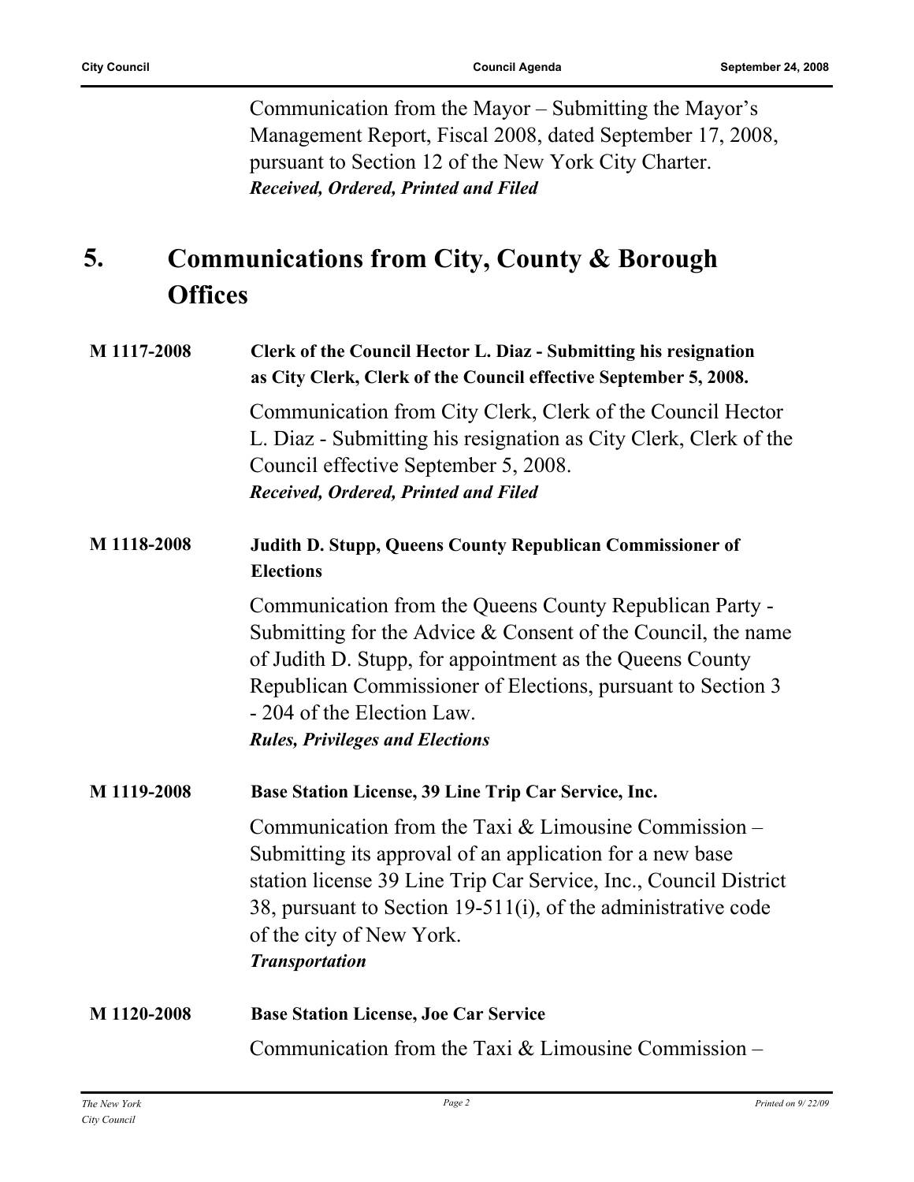Communication from the Mayor – Submitting the Mayor's Management Report, Fiscal 2008, dated September 17, 2008, pursuant to Section 12 of the New York City Charter.
***Received, Ordered, Printed and Filed***

## 5. Communications from City, County & Borough Offices

**M 1117-2008** **Clerk of the Council Hector L. Diaz - Submitting his resignation as City Clerk, Clerk of the Council effective September 5, 2008.**

Communication from City Clerk, Clerk of the Council Hector L. Diaz - Submitting his resignation as City Clerk, Clerk of the Council effective September 5, 2008.
***Received, Ordered, Printed and Filed***

**M 1118-2008** **Judith D. Stupp, Queens County Republican Commissioner of Elections**

Communication from the Queens County Republican Party - Submitting for the Advice & Consent of the Council, the name of Judith D. Stupp, for appointment as the Queens County Republican Commissioner of Elections, pursuant to Section 3 - 204 of the Election Law.
***Rules, Privileges and Elections***

**M 1119-2008** **Base Station License, 39 Line Trip Car Service, Inc.**

Communication from the Taxi & Limousine Commission – Submitting its approval of an application for a new base station license 39 Line Trip Car Service, Inc., Council District 38, pursuant to Section 19-511(i), of the administrative code of the city of New York.
***Transportation***

**M 1120-2008** **Base Station License, Joe Car Service**

Communication from the Taxi & Limousine Commission –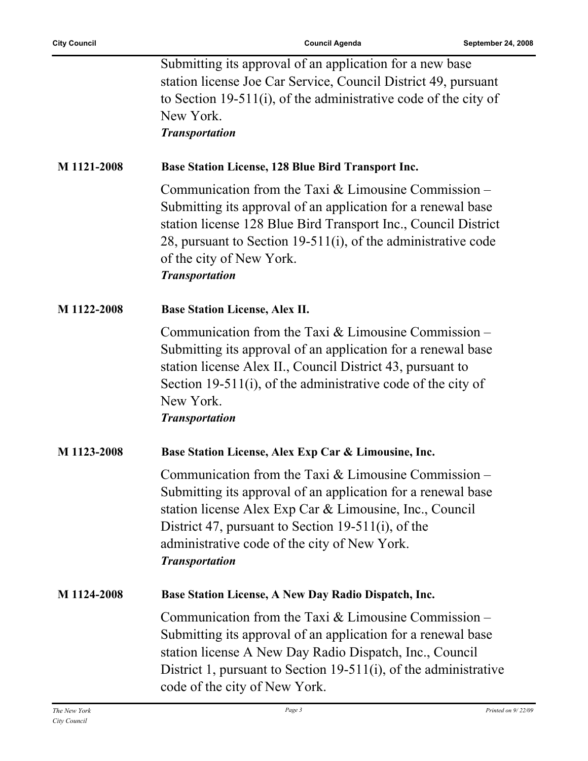Submitting its approval of an application for a new base station license Joe Car Service, Council District 49, pursuant to Section 19-511(i), of the administrative code of the city of New York.
***Transportation***

**M 1121-2008** **Base Station License, 128 Blue Bird Transport Inc.**

Communication from the Taxi & Limousine Commission – Submitting its approval of an application for a renewal base station license 128 Blue Bird Transport Inc., Council District 28, pursuant to Section 19-511(i), of the administrative code of the city of New York.
***Transportation***

**M 1122-2008** **Base Station License, Alex II.**

Communication from the Taxi & Limousine Commission – Submitting its approval of an application for a renewal base station license Alex II., Council District 43, pursuant to Section 19-511(i), of the administrative code of the city of New York.
***Transportation***

**M 1123-2008** **Base Station License, Alex Exp Car & Limousine, Inc.**

Communication from the Taxi & Limousine Commission – Submitting its approval of an application for a renewal base station license Alex Exp Car & Limousine, Inc., Council District 47, pursuant to Section 19-511(i), of the administrative code of the city of New York.
***Transportation***

**M 1124-2008** **Base Station License, A New Day Radio Dispatch, Inc.**

Communication from the Taxi & Limousine Commission – Submitting its approval of an application for a renewal base station license A New Day Radio Dispatch, Inc., Council District 1, pursuant to Section 19-511(i), of the administrative code of the city of New York.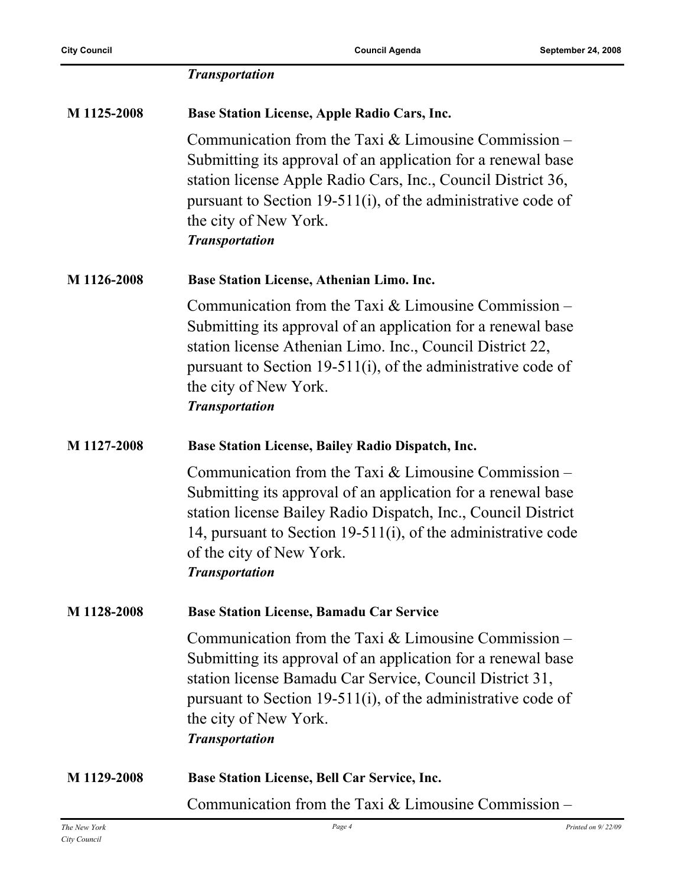***Transportation***

**M 1125-2008** **Base Station License, Apple Radio Cars, Inc.**

Communication from the Taxi & Limousine Commission – Submitting its approval of an application for a renewal base station license Apple Radio Cars, Inc., Council District 36, pursuant to Section 19-511(i), of the administrative code of the city of New York.

***Transportation***

**M 1126-2008** **Base Station License, Athenian Limo. Inc.**

Communication from the Taxi & Limousine Commission – Submitting its approval of an application for a renewal base station license Athenian Limo. Inc., Council District 22, pursuant to Section 19-511(i), of the administrative code of the city of New York.

***Transportation***

**M 1127-2008** **Base Station License, Bailey Radio Dispatch, Inc.**

Communication from the Taxi & Limousine Commission – Submitting its approval of an application for a renewal base station license Bailey Radio Dispatch, Inc., Council District 14, pursuant to Section 19-511(i), of the administrative code of the city of New York.

***Transportation***

**M 1128-2008** **Base Station License, Bamadu Car Service**

Communication from the Taxi & Limousine Commission – Submitting its approval of an application for a renewal base station license Bamadu Car Service, Council District 31, pursuant to Section 19-511(i), of the administrative code of the city of New York.

***Transportation***

**M 1129-2008** **Base Station License, Bell Car Service, Inc.**

Communication from the Taxi & Limousine Commission –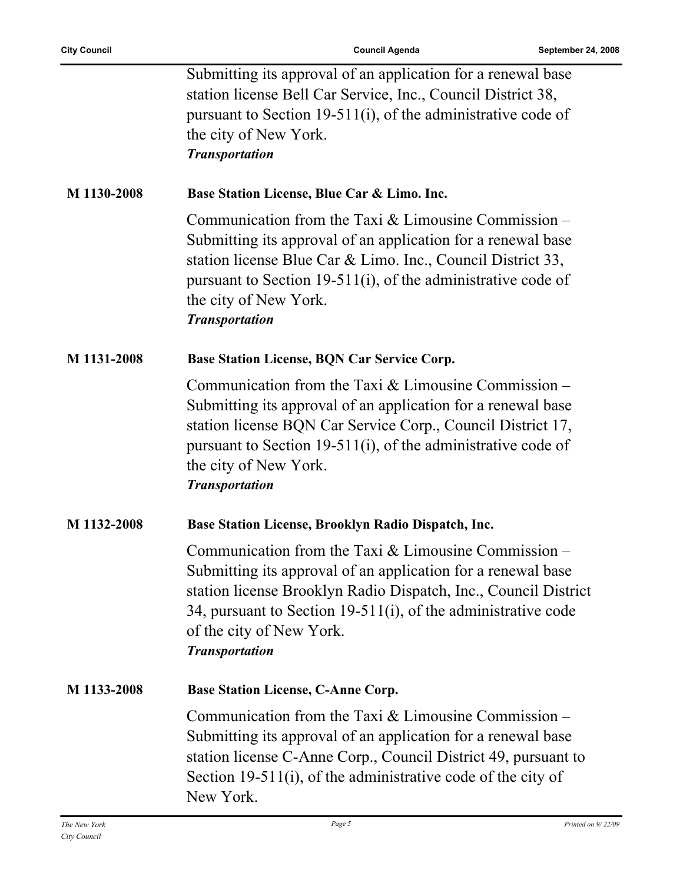Submitting its approval of an application for a renewal base station license Bell Car Service, Inc., Council District 38, pursuant to Section 19-511(i), of the administrative code of the city of New York.
***Transportation***

**M 1130-2008** **Base Station License, Blue Car & Limo. Inc.**

Communication from the Taxi & Limousine Commission – Submitting its approval of an application for a renewal base station license Blue Car & Limo. Inc., Council District 33, pursuant to Section 19-511(i), of the administrative code of the city of New York.
***Transportation***

**M 1131-2008** **Base Station License, BQN Car Service Corp.**

Communication from the Taxi & Limousine Commission – Submitting its approval of an application for a renewal base station license BQN Car Service Corp., Council District 17, pursuant to Section 19-511(i), of the administrative code of the city of New York.
***Transportation***

**M 1132-2008** **Base Station License, Brooklyn Radio Dispatch, Inc.**

Communication from the Taxi & Limousine Commission – Submitting its approval of an application for a renewal base station license Brooklyn Radio Dispatch, Inc., Council District 34, pursuant to Section 19-511(i), of the administrative code of the city of New York.
***Transportation***

**M 1133-2008** **Base Station License, C-Anne Corp.**

Communication from the Taxi & Limousine Commission – Submitting its approval of an application for a renewal base station license C-Anne Corp., Council District 49, pursuant to Section 19-511(i), of the administrative code of the city of New York.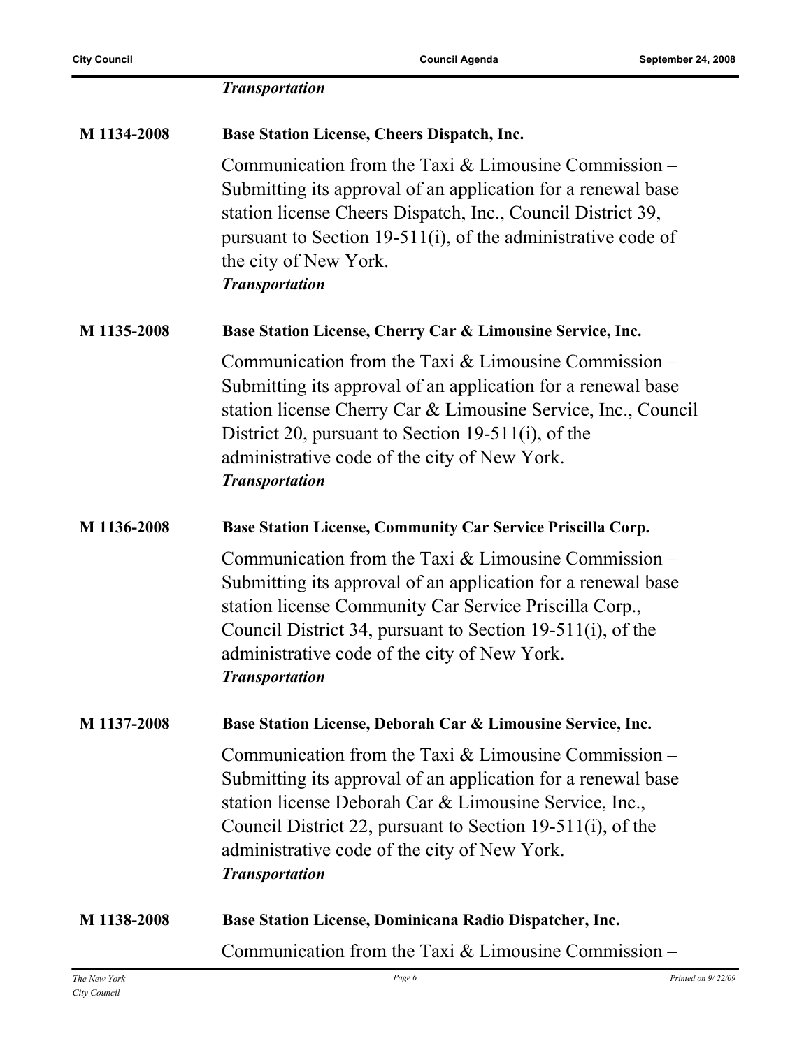*Transportation*

**M 1134-2008** **Base Station License, Cheers Dispatch, Inc.**

Communication from the Taxi & Limousine Commission – Submitting its approval of an application for a renewal base station license Cheers Dispatch, Inc., Council District 39, pursuant to Section 19-511(i), of the administrative code of the city of New York.
*Transportation*

**M 1135-2008** **Base Station License, Cherry Car & Limousine Service, Inc.**

Communication from the Taxi & Limousine Commission – Submitting its approval of an application for a renewal base station license Cherry Car & Limousine Service, Inc., Council District 20, pursuant to Section 19-511(i), of the administrative code of the city of New York.
*Transportation*

**M 1136-2008** **Base Station License, Community Car Service Priscilla Corp.**

Communication from the Taxi & Limousine Commission – Submitting its approval of an application for a renewal base station license Community Car Service Priscilla Corp., Council District 34, pursuant to Section 19-511(i), of the administrative code of the city of New York.
*Transportation*

**M 1137-2008** **Base Station License, Deborah Car & Limousine Service, Inc.**

Communication from the Taxi & Limousine Commission – Submitting its approval of an application for a renewal base station license Deborah Car & Limousine Service, Inc., Council District 22, pursuant to Section 19-511(i), of the administrative code of the city of New York.
*Transportation*

**M 1138-2008** **Base Station License, Dominicana Radio Dispatcher, Inc.**

Communication from the Taxi & Limousine Commission –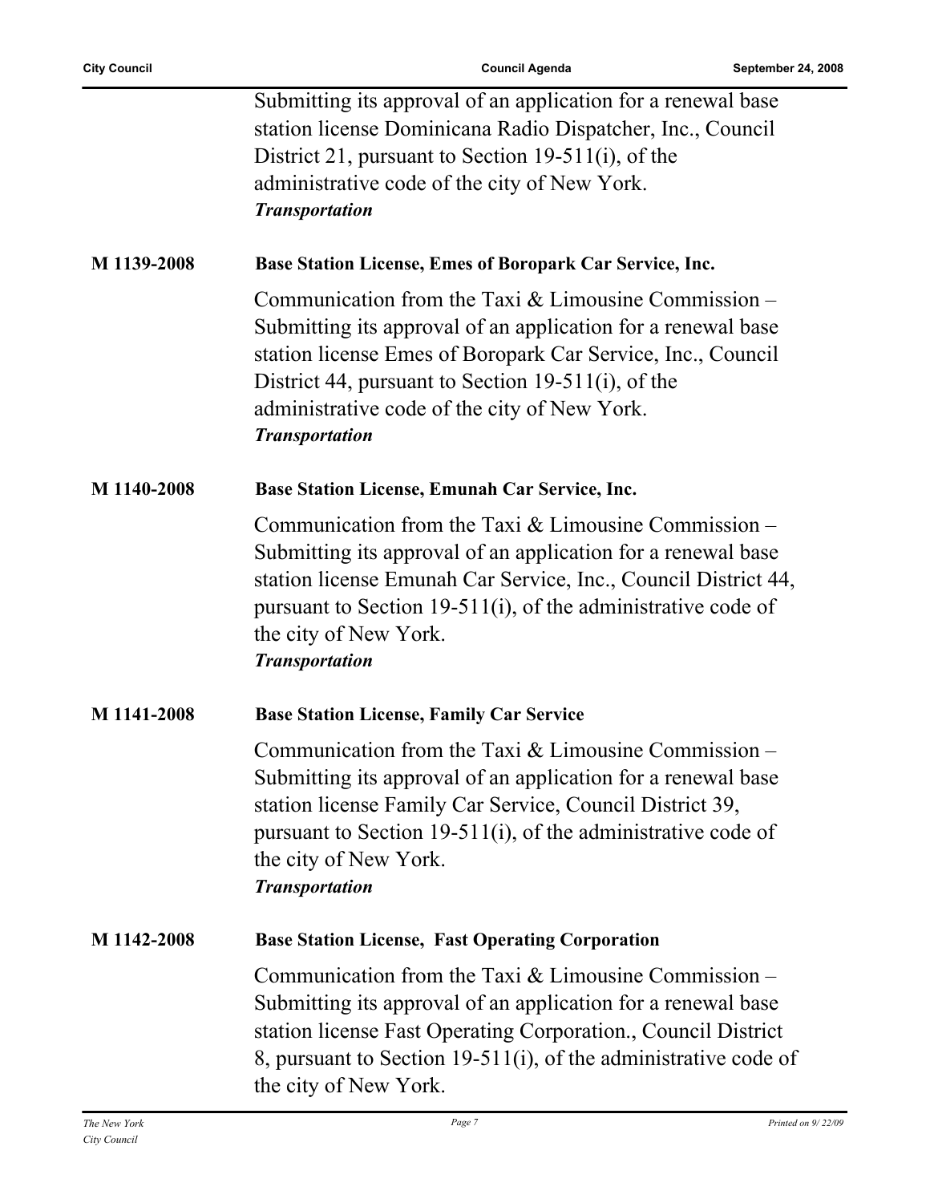Submitting its approval of an application for a renewal base station license Dominicana Radio Dispatcher, Inc., Council District 21, pursuant to Section 19-511(i), of the administrative code of the city of New York.
***Transportation***

**M 1139-2008** **Base Station License, Emes of Boropark Car Service, Inc.**

Communication from the Taxi & Limousine Commission – Submitting its approval of an application for a renewal base station license Emes of Boropark Car Service, Inc., Council District 44, pursuant to Section 19-511(i), of the administrative code of the city of New York.
***Transportation***

**M 1140-2008** **Base Station License, Emunah Car Service, Inc.**

Communication from the Taxi & Limousine Commission – Submitting its approval of an application for a renewal base station license Emunah Car Service, Inc., Council District 44, pursuant to Section 19-511(i), of the administrative code of the city of New York.
***Transportation***

**M 1141-2008** **Base Station License, Family Car Service**

Communication from the Taxi & Limousine Commission – Submitting its approval of an application for a renewal base station license Family Car Service, Council District 39, pursuant to Section 19-511(i), of the administrative code of the city of New York.
***Transportation***

**M 1142-2008** **Base Station License, Fast Operating Corporation**

Communication from the Taxi & Limousine Commission – Submitting its approval of an application for a renewal base station license Fast Operating Corporation., Council District 8, pursuant to Section 19-511(i), of the administrative code of the city of New York.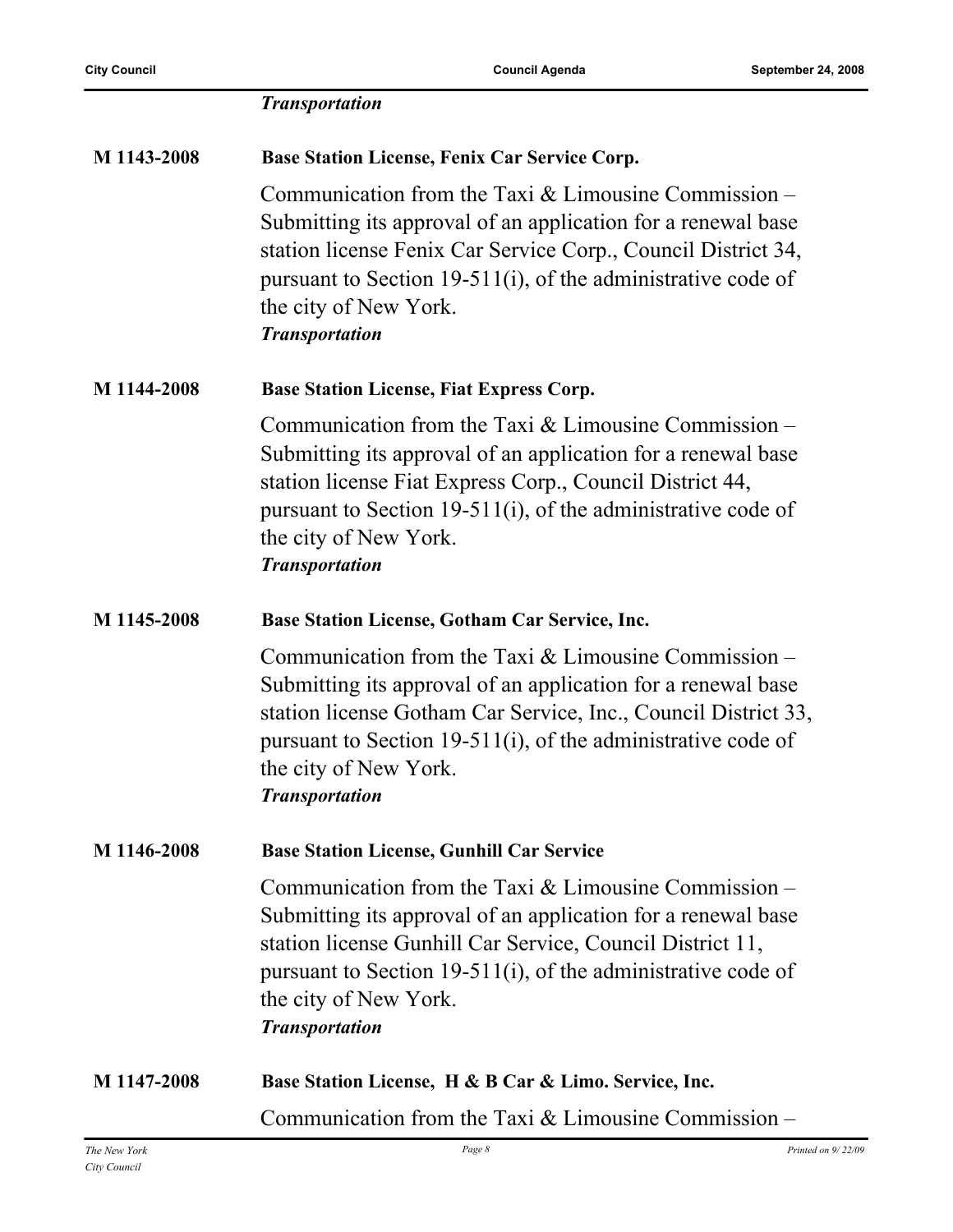*Transportation*

**M 1143-2008** **Base Station License, Fenix Car Service Corp.**

Communication from the Taxi & Limousine Commission – Submitting its approval of an application for a renewal base station license Fenix Car Service Corp., Council District 34, pursuant to Section 19-511(i), of the administrative code of the city of New York.

*Transportation*

**M 1144-2008** **Base Station License, Fiat Express Corp.**

Communication from the Taxi & Limousine Commission – Submitting its approval of an application for a renewal base station license Fiat Express Corp., Council District 44, pursuant to Section 19-511(i), of the administrative code of the city of New York.

*Transportation*

**M 1145-2008** **Base Station License, Gotham Car Service, Inc.**

Communication from the Taxi & Limousine Commission – Submitting its approval of an application for a renewal base station license Gotham Car Service, Inc., Council District 33, pursuant to Section 19-511(i), of the administrative code of the city of New York.

*Transportation*

**M 1146-2008** **Base Station License, Gunhill Car Service**

Communication from the Taxi & Limousine Commission – Submitting its approval of an application for a renewal base station license Gunhill Car Service, Council District 11, pursuant to Section 19-511(i), of the administrative code of the city of New York.

*Transportation*

**M 1147-2008** **Base Station License, H & B Car & Limo. Service, Inc.**

Communication from the Taxi & Limousine Commission –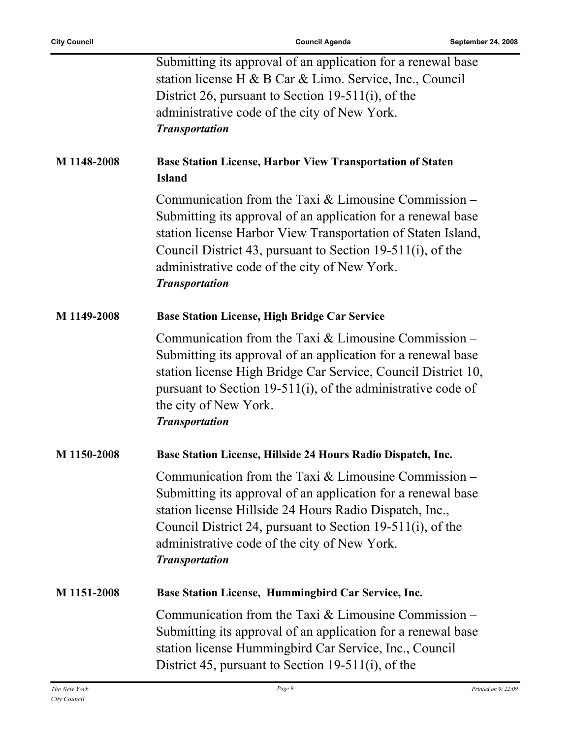Submitting its approval of an application for a renewal base station license H & B Car & Limo. Service, Inc., Council District 26, pursuant to Section 19-511(i), of the administrative code of the city of New York.
***Transportation***

**M 1148-2008** **Base Station License, Harbor View Transportation of Staten Island**

Communication from the Taxi & Limousine Commission – Submitting its approval of an application for a renewal base station license Harbor View Transportation of Staten Island, Council District 43, pursuant to Section 19-511(i), of the administrative code of the city of New York.
***Transportation***

**M 1149-2008** **Base Station License, High Bridge Car Service**

Communication from the Taxi & Limousine Commission – Submitting its approval of an application for a renewal base station license High Bridge Car Service, Council District 10, pursuant to Section 19-511(i), of the administrative code of the city of New York.
***Transportation***

**M 1150-2008** **Base Station License, Hillside 24 Hours Radio Dispatch, Inc.**

Communication from the Taxi & Limousine Commission – Submitting its approval of an application for a renewal base station license Hillside 24 Hours Radio Dispatch, Inc., Council District 24, pursuant to Section 19-511(i), of the administrative code of the city of New York.
***Transportation***

**M 1151-2008** **Base Station License, Hummingbird Car Service, Inc.**

Communication from the Taxi & Limousine Commission – Submitting its approval of an application for a renewal base station license Hummingbird Car Service, Inc., Council District 45, pursuant to Section 19-511(i), of the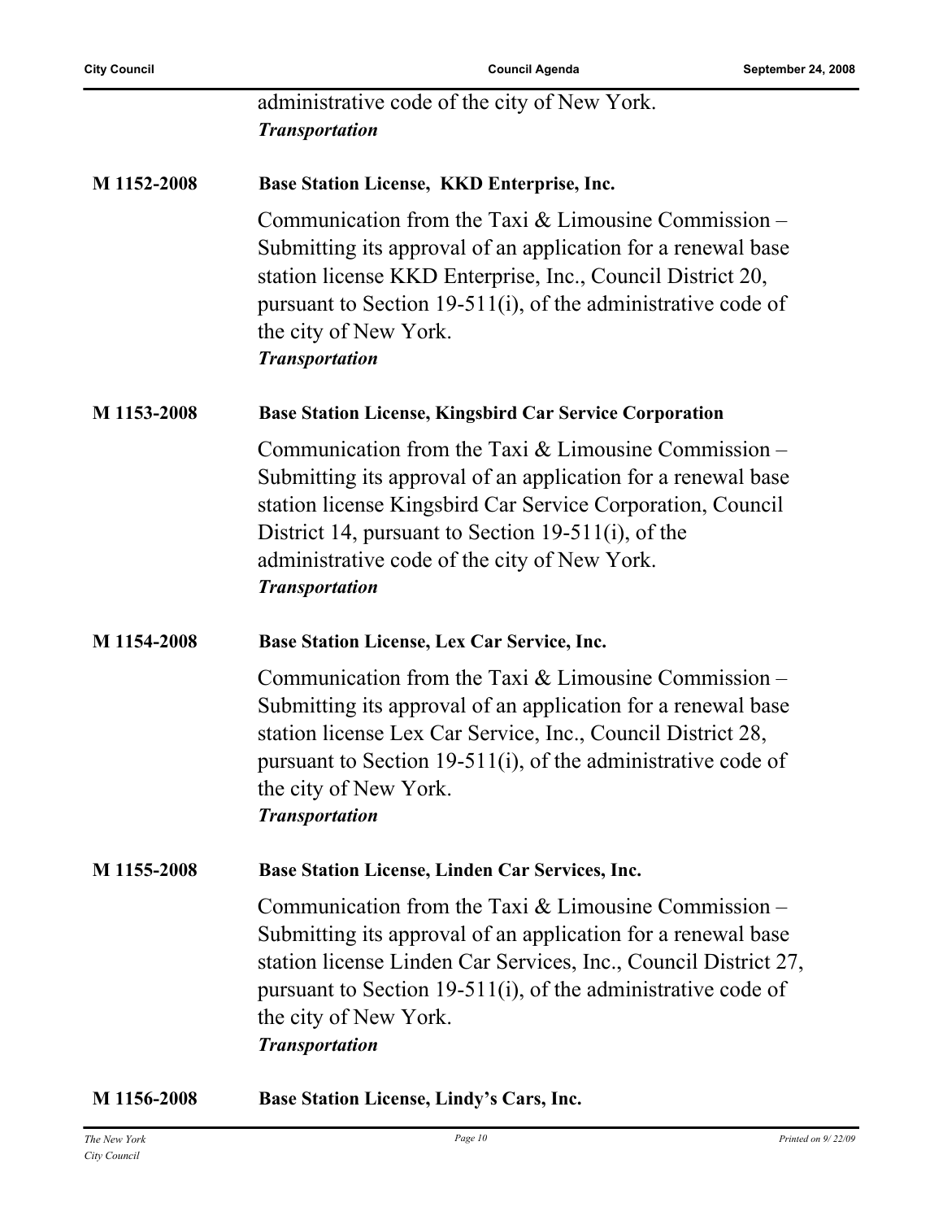administrative code of the city of New York.
***Transportation***

**M 1152-2008** **Base Station License, KKD Enterprise, Inc.**

Communication from the Taxi & Limousine Commission – Submitting its approval of an application for a renewal base station license KKD Enterprise, Inc., Council District 20, pursuant to Section 19-511(i), of the administrative code of the city of New York.
***Transportation***

**M 1153-2008** **Base Station License, Kingsbird Car Service Corporation**

Communication from the Taxi & Limousine Commission – Submitting its approval of an application for a renewal base station license Kingsbird Car Service Corporation, Council District 14, pursuant to Section 19-511(i), of the administrative code of the city of New York.
***Transportation***

**M 1154-2008** **Base Station License, Lex Car Service, Inc.**

Communication from the Taxi & Limousine Commission – Submitting its approval of an application for a renewal base station license Lex Car Service, Inc., Council District 28, pursuant to Section 19-511(i), of the administrative code of the city of New York.
***Transportation***

**M 1155-2008** **Base Station License, Linden Car Services, Inc.**

Communication from the Taxi & Limousine Commission – Submitting its approval of an application for a renewal base station license Linden Car Services, Inc., Council District 27, pursuant to Section 19-511(i), of the administrative code of the city of New York.
***Transportation***

**M 1156-2008** **Base Station License, Lindy's Cars, Inc.**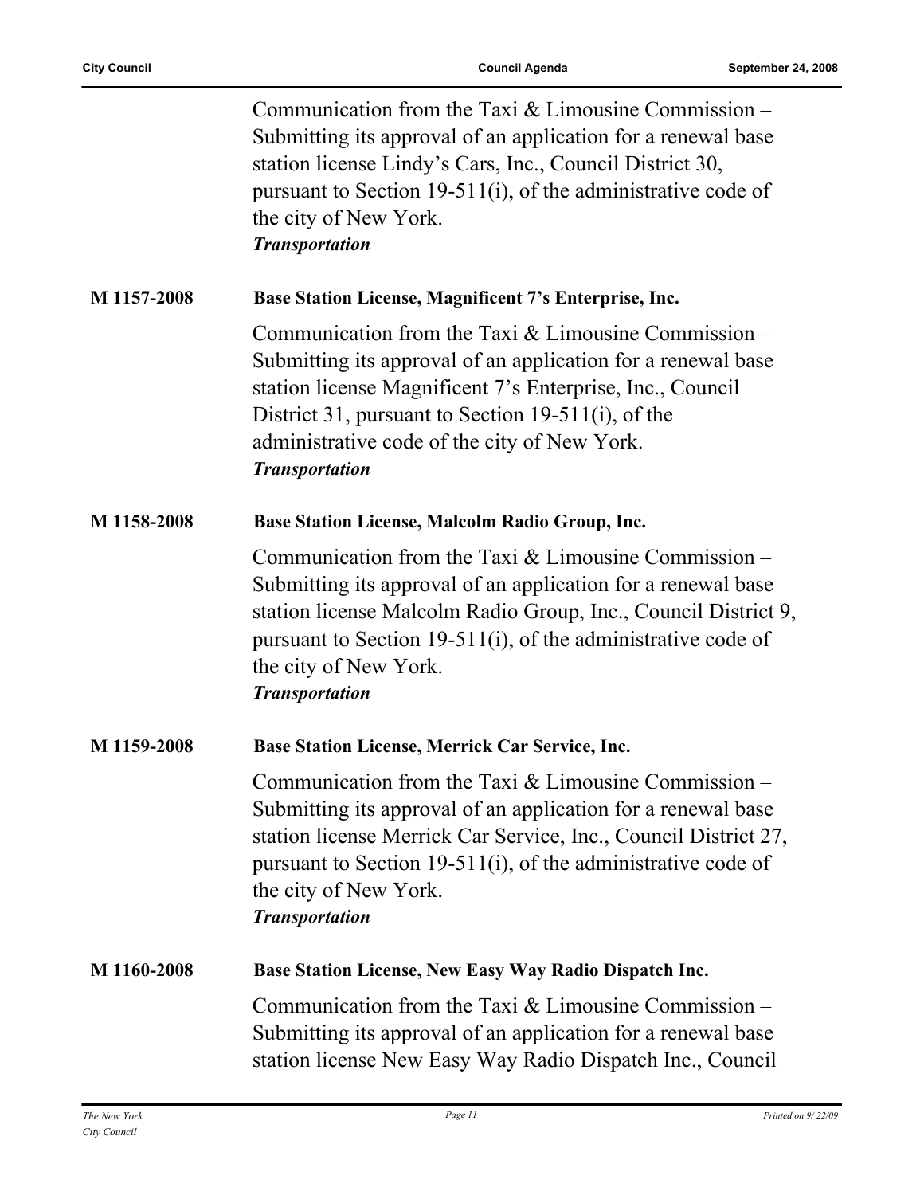Communication from the Taxi & Limousine Commission – Submitting its approval of an application for a renewal base station license Lindy's Cars, Inc., Council District 30, pursuant to Section 19-511(i), of the administrative code of the city of New York.
***Transportation***

**M 1157-2008** **Base Station License, Magnificent 7's Enterprise, Inc.**

Communication from the Taxi & Limousine Commission – Submitting its approval of an application for a renewal base station license Magnificent 7's Enterprise, Inc., Council District 31, pursuant to Section 19-511(i), of the administrative code of the city of New York.
***Transportation***

**M 1158-2008** **Base Station License, Malcolm Radio Group, Inc.**

Communication from the Taxi & Limousine Commission – Submitting its approval of an application for a renewal base station license Malcolm Radio Group, Inc., Council District 9, pursuant to Section 19-511(i), of the administrative code of the city of New York.
***Transportation***

**M 1159-2008** **Base Station License, Merrick Car Service, Inc.**

Communication from the Taxi & Limousine Commission – Submitting its approval of an application for a renewal base station license Merrick Car Service, Inc., Council District 27, pursuant to Section 19-511(i), of the administrative code of the city of New York.
***Transportation***

**M 1160-2008** **Base Station License, New Easy Way Radio Dispatch Inc.**

Communication from the Taxi & Limousine Commission – Submitting its approval of an application for a renewal base station license New Easy Way Radio Dispatch Inc., Council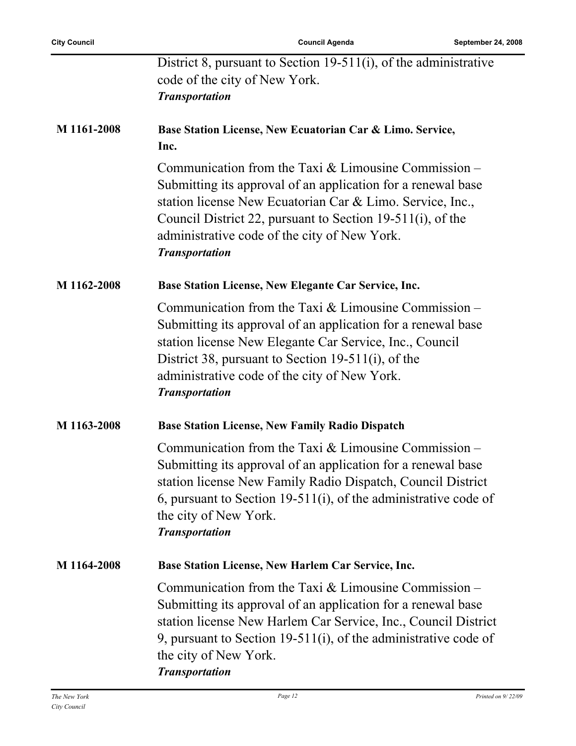District 8, pursuant to Section 19-511(i), of the administrative code of the city of New York.
***Transportation***

**M 1161-2008** **Base Station License, New Ecuatorian Car & Limo. Service, Inc.**

Communication from the Taxi & Limousine Commission – Submitting its approval of an application for a renewal base station license New Ecuatorian Car & Limo. Service, Inc., Council District 22, pursuant to Section 19-511(i), of the administrative code of the city of New York.
***Transportation***

**M 1162-2008** **Base Station License, New Elegante Car Service, Inc.**

Communication from the Taxi & Limousine Commission – Submitting its approval of an application for a renewal base station license New Elegante Car Service, Inc., Council District 38, pursuant to Section 19-511(i), of the administrative code of the city of New York.
***Transportation***

**M 1163-2008** **Base Station License, New Family Radio Dispatch**

Communication from the Taxi & Limousine Commission – Submitting its approval of an application for a renewal base station license New Family Radio Dispatch, Council District 6, pursuant to Section 19-511(i), of the administrative code of the city of New York.
***Transportation***

**M 1164-2008** **Base Station License, New Harlem Car Service, Inc.**

Communication from the Taxi & Limousine Commission – Submitting its approval of an application for a renewal base station license New Harlem Car Service, Inc., Council District 9, pursuant to Section 19-511(i), of the administrative code of the city of New York.
***Transportation***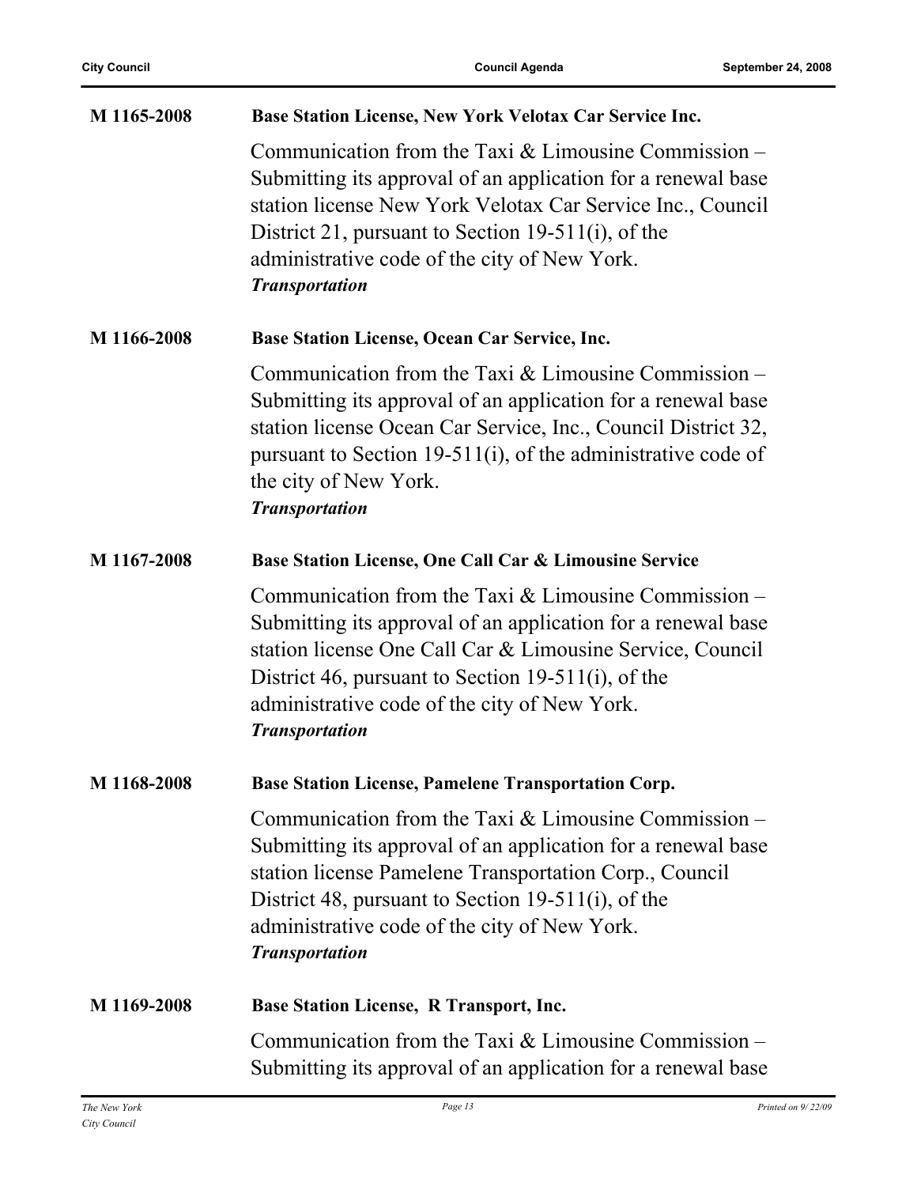**M 1165-2008** **Base Station License, New York Velotax Car Service Inc.**

Communication from the Taxi & Limousine Commission – Submitting its approval of an application for a renewal base station license New York Velotax Car Service Inc., Council District 21, pursuant to Section 19-511(i), of the administrative code of the city of New York.
***Transportation***

**M 1166-2008** **Base Station License, Ocean Car Service, Inc.**

Communication from the Taxi & Limousine Commission – Submitting its approval of an application for a renewal base station license Ocean Car Service, Inc., Council District 32, pursuant to Section 19-511(i), of the administrative code of the city of New York.
***Transportation***

**M 1167-2008** **Base Station License, One Call Car & Limousine Service**

Communication from the Taxi & Limousine Commission – Submitting its approval of an application for a renewal base station license One Call Car & Limousine Service, Council District 46, pursuant to Section 19-511(i), of the administrative code of the city of New York.
***Transportation***

**M 1168-2008** **Base Station License, Pamelene Transportation Corp.**

Communication from the Taxi & Limousine Commission – Submitting its approval of an application for a renewal base station license Pamelene Transportation Corp., Council District 48, pursuant to Section 19-511(i), of the administrative code of the city of New York.
***Transportation***

**M 1169-2008** **Base Station License, R Transport, Inc.**

Communication from the Taxi & Limousine Commission – Submitting its approval of an application for a renewal base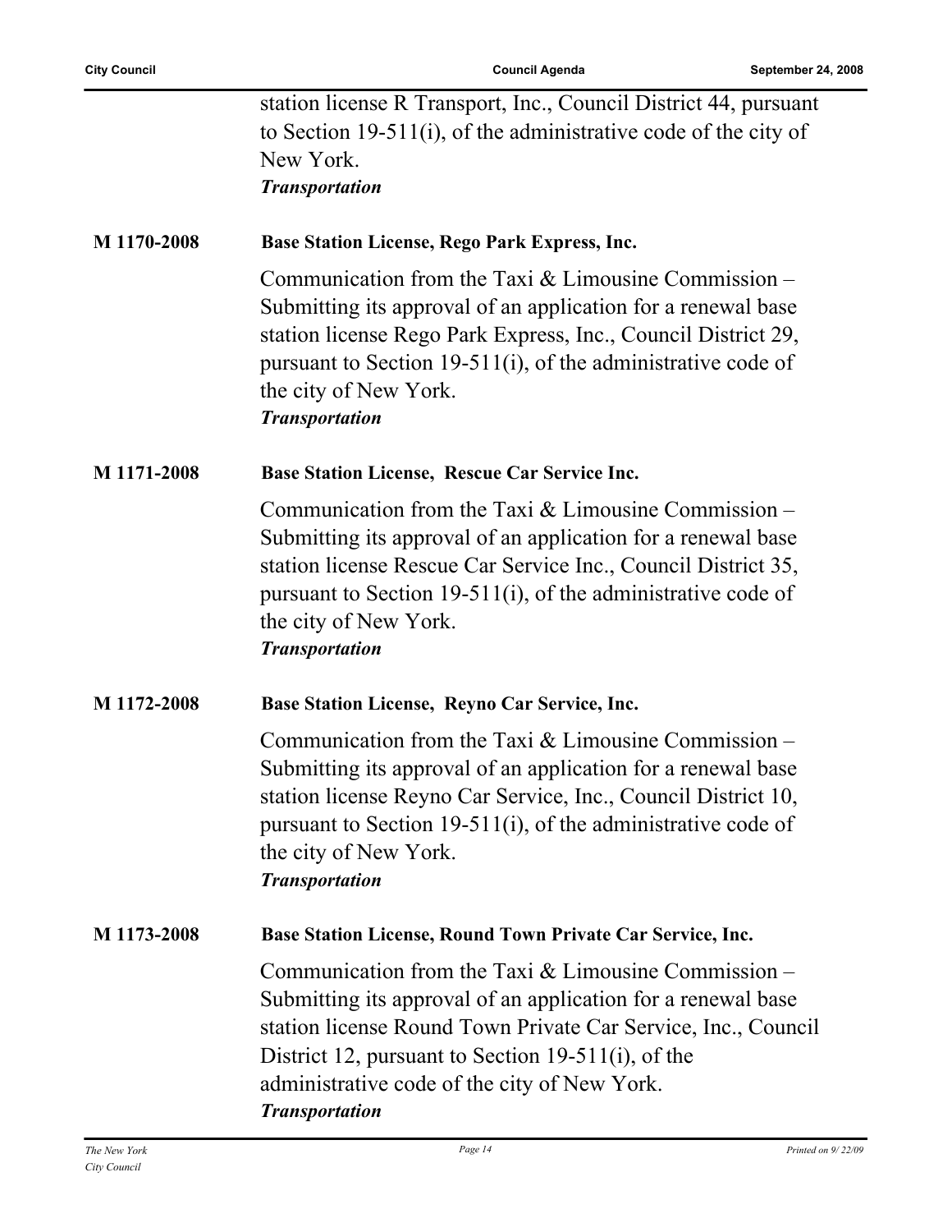station license R Transport, Inc., Council District 44, pursuant to Section 19-511(i), of the administrative code of the city of New York.
*Transportation*

**M 1170-2008** **Base Station License, Rego Park Express, Inc.**

Communication from the Taxi & Limousine Commission – Submitting its approval of an application for a renewal base station license Rego Park Express, Inc., Council District 29, pursuant to Section 19-511(i), of the administrative code of the city of New York.
*Transportation*

**M 1171-2008** **Base Station License, Rescue Car Service Inc.**

Communication from the Taxi & Limousine Commission – Submitting its approval of an application for a renewal base station license Rescue Car Service Inc., Council District 35, pursuant to Section 19-511(i), of the administrative code of the city of New York.
*Transportation*

**M 1172-2008** **Base Station License, Reyno Car Service, Inc.**

Communication from the Taxi & Limousine Commission – Submitting its approval of an application for a renewal base station license Reyno Car Service, Inc., Council District 10, pursuant to Section 19-511(i), of the administrative code of the city of New York.
*Transportation*

**M 1173-2008** **Base Station License, Round Town Private Car Service, Inc.**

Communication from the Taxi & Limousine Commission – Submitting its approval of an application for a renewal base station license Round Town Private Car Service, Inc., Council District 12, pursuant to Section 19-511(i), of the administrative code of the city of New York.
*Transportation*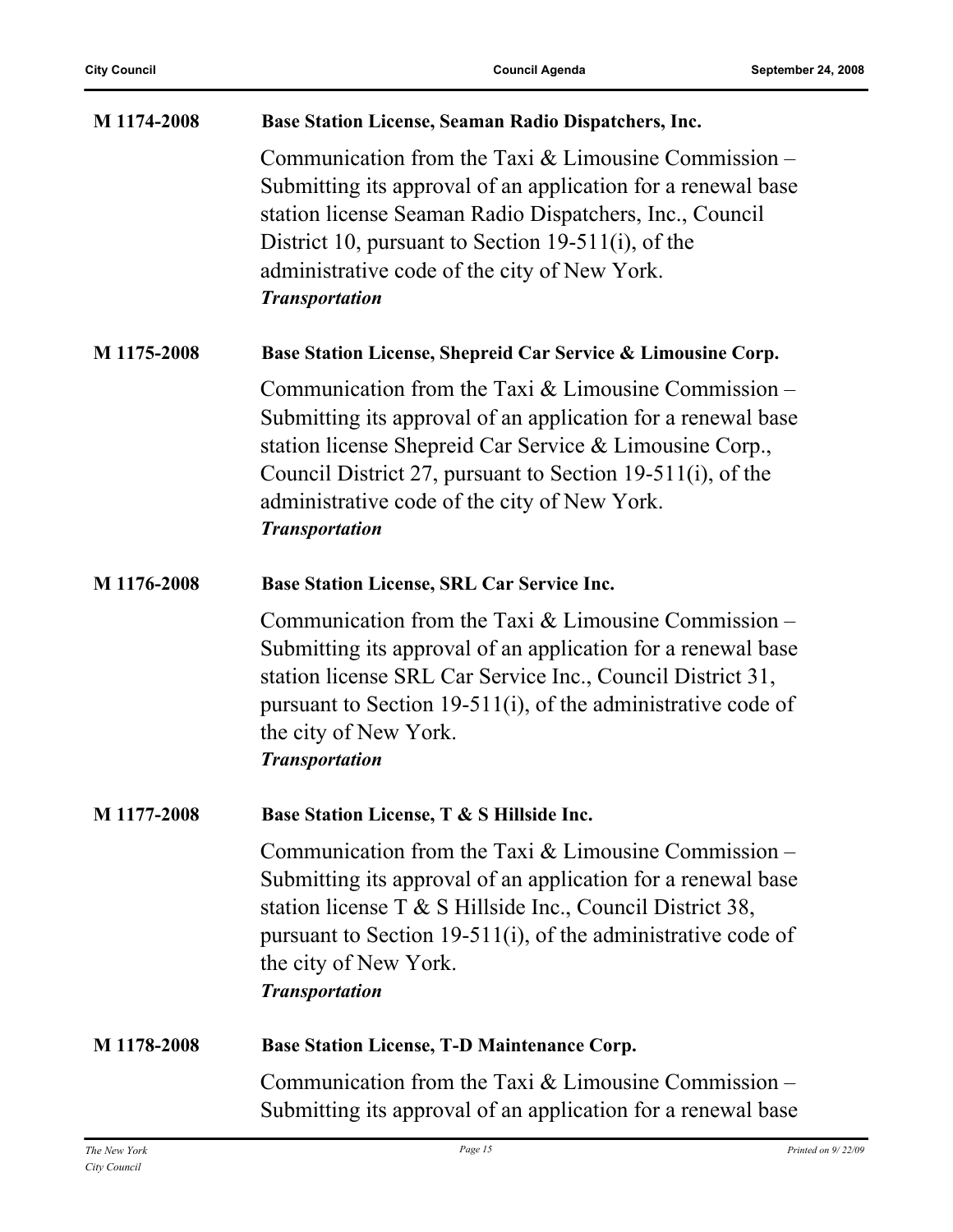**M 1174-2008** **Base Station License, Seaman Radio Dispatchers, Inc.**

Communication from the Taxi & Limousine Commission – Submitting its approval of an application for a renewal base station license Seaman Radio Dispatchers, Inc., Council District 10, pursuant to Section 19-511(i), of the administrative code of the city of New York.
***Transportation***

**M 1175-2008** **Base Station License, Shepreid Car Service & Limousine Corp.**

Communication from the Taxi & Limousine Commission – Submitting its approval of an application for a renewal base station license Shepreid Car Service & Limousine Corp., Council District 27, pursuant to Section 19-511(i), of the administrative code of the city of New York.
***Transportation***

**M 1176-2008** **Base Station License, SRL Car Service Inc.**

Communication from the Taxi & Limousine Commission – Submitting its approval of an application for a renewal base station license SRL Car Service Inc., Council District 31, pursuant to Section 19-511(i), of the administrative code of the city of New York.
***Transportation***

**M 1177-2008** **Base Station License, T & S Hillside Inc.**

Communication from the Taxi & Limousine Commission – Submitting its approval of an application for a renewal base station license T & S Hillside Inc., Council District 38, pursuant to Section 19-511(i), of the administrative code of the city of New York.
***Transportation***

**M 1178-2008** **Base Station License, T-D Maintenance Corp.**

Communication from the Taxi & Limousine Commission – Submitting its approval of an application for a renewal base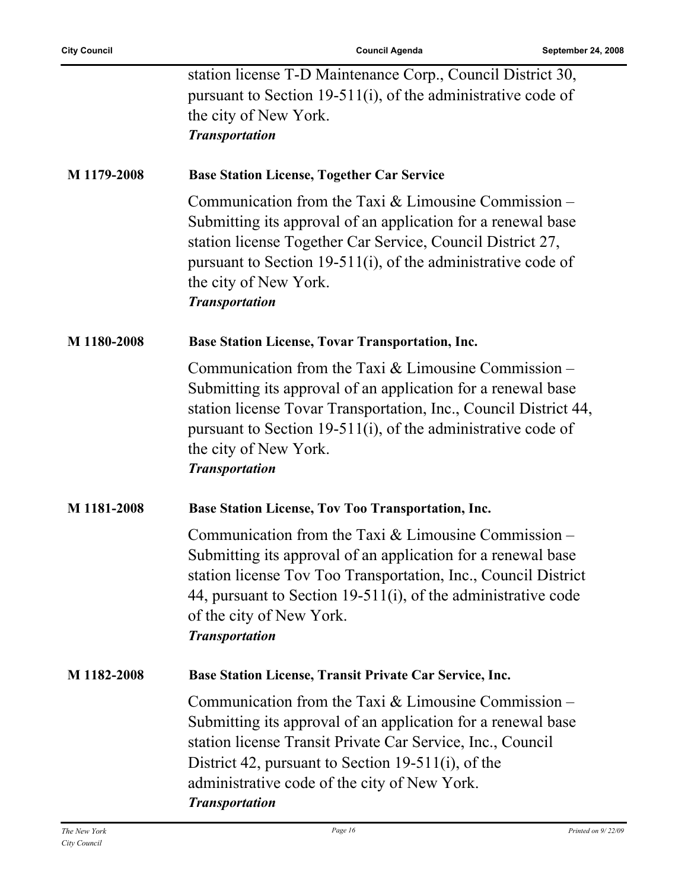station license T-D Maintenance Corp., Council District 30, pursuant to Section 19-511(i), of the administrative code of the city of New York.
***Transportation***

**M 1179-2008** **Base Station License, Together Car Service**

Communication from the Taxi & Limousine Commission – Submitting its approval of an application for a renewal base station license Together Car Service, Council District 27, pursuant to Section 19-511(i), of the administrative code of the city of New York.
***Transportation***

**M 1180-2008** **Base Station License, Tovar Transportation, Inc.**

Communication from the Taxi & Limousine Commission – Submitting its approval of an application for a renewal base station license Tovar Transportation, Inc., Council District 44, pursuant to Section 19-511(i), of the administrative code of the city of New York.
***Transportation***

**M 1181-2008** **Base Station License, Tov Too Transportation, Inc.**

Communication from the Taxi & Limousine Commission – Submitting its approval of an application for a renewal base station license Tov Too Transportation, Inc., Council District 44, pursuant to Section 19-511(i), of the administrative code of the city of New York.
***Transportation***

**M 1182-2008** **Base Station License, Transit Private Car Service, Inc.**

Communication from the Taxi & Limousine Commission – Submitting its approval of an application for a renewal base station license Transit Private Car Service, Inc., Council District 42, pursuant to Section 19-511(i), of the administrative code of the city of New York.
***Transportation***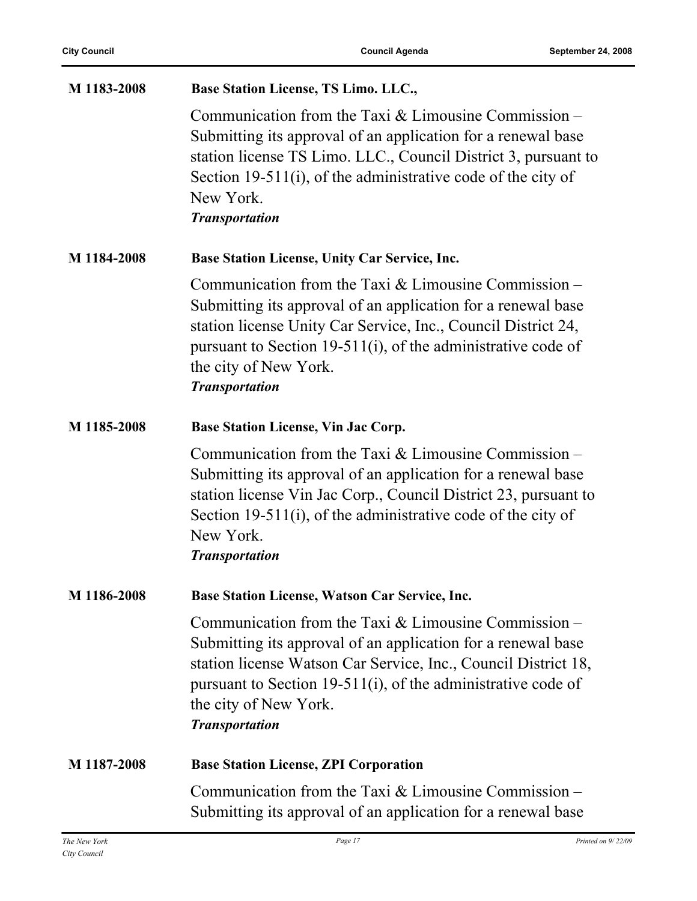**M 1183-2008** **Base Station License, TS Limo. LLC.,**

Communication from the Taxi & Limousine Commission – Submitting its approval of an application for a renewal base station license TS Limo. LLC., Council District 3, pursuant to Section 19-511(i), of the administrative code of the city of New York.

***Transportation***

**M 1184-2008** **Base Station License, Unity Car Service, Inc.**

Communication from the Taxi & Limousine Commission – Submitting its approval of an application for a renewal base station license Unity Car Service, Inc., Council District 24, pursuant to Section 19-511(i), of the administrative code of the city of New York.

***Transportation***

**M 1185-2008** **Base Station License, Vin Jac Corp.**

Communication from the Taxi & Limousine Commission – Submitting its approval of an application for a renewal base station license Vin Jac Corp., Council District 23, pursuant to Section 19-511(i), of the administrative code of the city of New York.

***Transportation***

**M 1186-2008** **Base Station License, Watson Car Service, Inc.**

Communication from the Taxi & Limousine Commission – Submitting its approval of an application for a renewal base station license Watson Car Service, Inc., Council District 18, pursuant to Section 19-511(i), of the administrative code of the city of New York.

***Transportation***

**M 1187-2008** **Base Station License, ZPI Corporation**

Communication from the Taxi & Limousine Commission – Submitting its approval of an application for a renewal base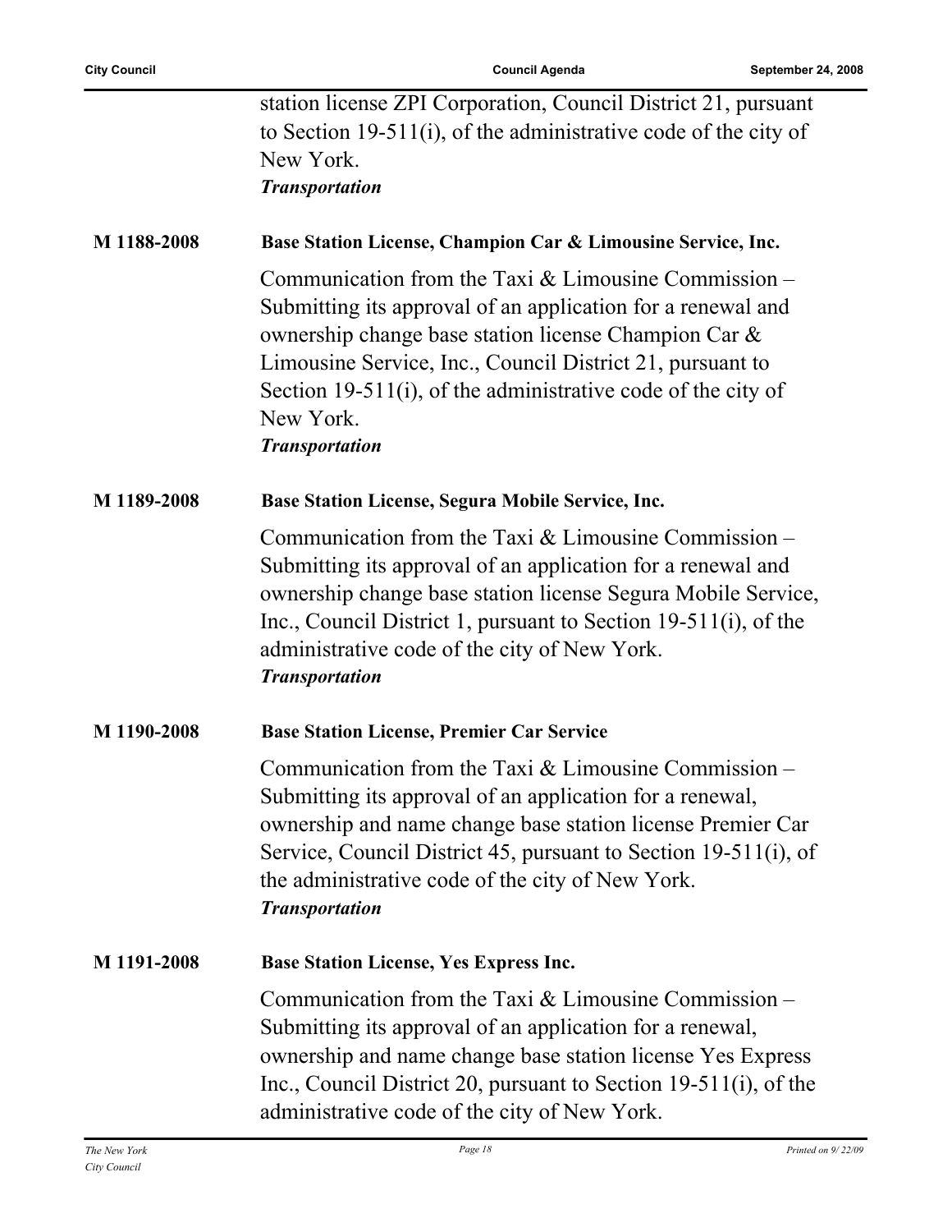station license ZPI Corporation, Council District 21, pursuant to Section 19-511(i), of the administrative code of the city of New York.
***Transportation***

**M 1188-2008** **Base Station License, Champion Car & Limousine Service, Inc.**

Communication from the Taxi & Limousine Commission – Submitting its approval of an application for a renewal and ownership change base station license Champion Car & Limousine Service, Inc., Council District 21, pursuant to Section 19-511(i), of the administrative code of the city of New York.
***Transportation***

**M 1189-2008** **Base Station License, Segura Mobile Service, Inc.**

Communication from the Taxi & Limousine Commission – Submitting its approval of an application for a renewal and ownership change base station license Segura Mobile Service, Inc., Council District 1, pursuant to Section 19-511(i), of the administrative code of the city of New York.
***Transportation***

**M 1190-2008** **Base Station License, Premier Car Service**

Communication from the Taxi & Limousine Commission – Submitting its approval of an application for a renewal, ownership and name change base station license Premier Car Service, Council District 45, pursuant to Section 19-511(i), of the administrative code of the city of New York.
***Transportation***

**M 1191-2008** **Base Station License, Yes Express Inc.**

Communication from the Taxi & Limousine Commission – Submitting its approval of an application for a renewal, ownership and name change base station license Yes Express Inc., Council District 20, pursuant to Section 19-511(i), of the administrative code of the city of New York.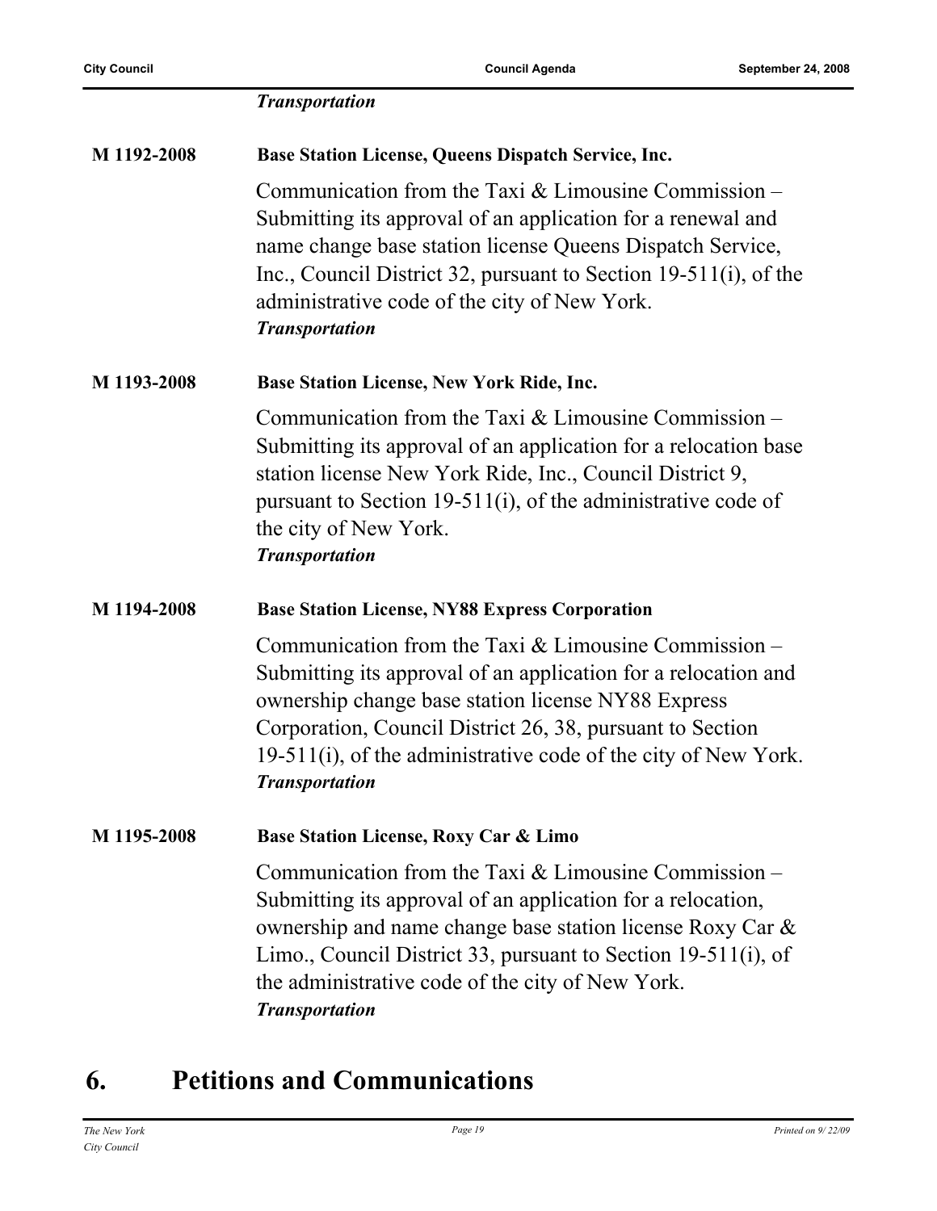*Transportation*

**M 1192-2008** **Base Station License, Queens Dispatch Service, Inc.**

Communication from the Taxi & Limousine Commission – Submitting its approval of an application for a renewal and name change base station license Queens Dispatch Service, Inc., Council District 32, pursuant to Section 19-511(i), of the administrative code of the city of New York.
***Transportation***

**M 1193-2008** **Base Station License, New York Ride, Inc.**

Communication from the Taxi & Limousine Commission – Submitting its approval of an application for a relocation base station license New York Ride, Inc., Council District 9, pursuant to Section 19-511(i), of the administrative code of the city of New York.
***Transportation***

**M 1194-2008** **Base Station License, NY88 Express Corporation**

Communication from the Taxi & Limousine Commission – Submitting its approval of an application for a relocation and ownership change base station license NY88 Express Corporation, Council District 26, 38, pursuant to Section 19-511(i), of the administrative code of the city of New York.
***Transportation***

**M 1195-2008** **Base Station License, Roxy Car & Limo**

Communication from the Taxi & Limousine Commission – Submitting its approval of an application for a relocation, ownership and name change base station license Roxy Car & Limo., Council District 33, pursuant to Section 19-511(i), of the administrative code of the city of New York.
***Transportation***

# 6. Petitions and Communications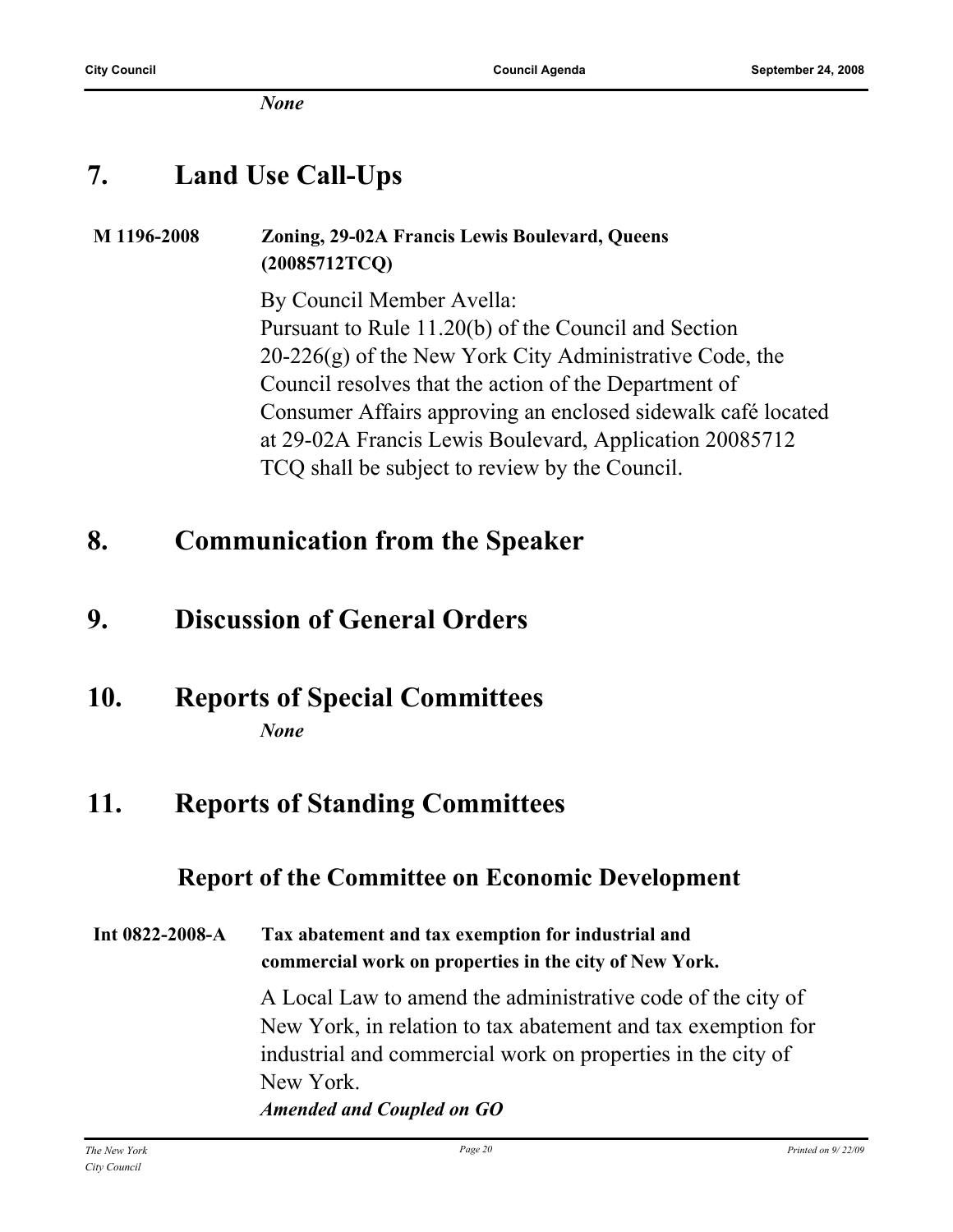*None*

## 7. Land Use Call-Ups

**M 1196-2008** **Zoning, 29-02A Francis Lewis Boulevard, Queens (20085712TCQ)**

By Council Member Avella:
Pursuant to Rule 11.20(b) of the Council and Section 20-226(g) of the New York City Administrative Code, the Council resolves that the action of the Department of Consumer Affairs approving an enclosed sidewalk café located at 29-02A Francis Lewis Boulevard, Application 20085712 TCQ shall be subject to review by the Council.

## 8. Communication from the Speaker

## 9. Discussion of General Orders

## 10. Reports of Special Committees

*None*

## 11. Reports of Standing Committees

### Report of the Committee on Economic Development

**Int 0822-2008-A** **Tax abatement and tax exemption for industrial and commercial work on properties in the city of New York.**

A Local Law to amend the administrative code of the city of New York, in relation to tax abatement and tax exemption for industrial and commercial work on properties in the city of New York.
***Amended and Coupled on GO***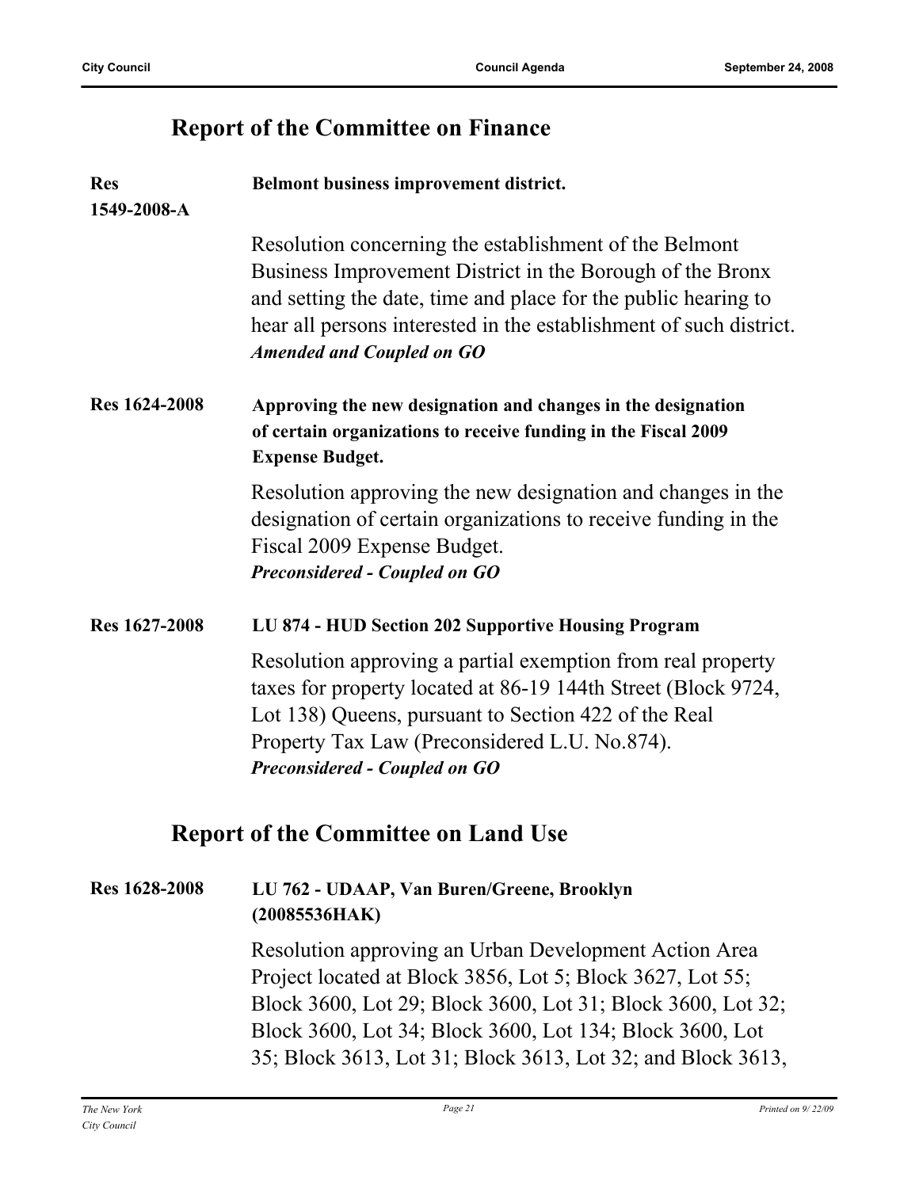## Report of the Committee on Finance

**Res 1549-2008-A** **Belmont business improvement district.**

Resolution concerning the establishment of the Belmont Business Improvement District in the Borough of the Bronx and setting the date, time and place for the public hearing to hear all persons interested in the establishment of such district.
***Amended and Coupled on GO***

**Res 1624-2008** **Approving the new designation and changes in the designation of certain organizations to receive funding in the Fiscal 2009 Expense Budget.**

Resolution approving the new designation and changes in the designation of certain organizations to receive funding in the Fiscal 2009 Expense Budget.
***Preconsidered - Coupled on GO***

**Res 1627-2008** **LU 874 - HUD Section 202 Supportive Housing Program**

Resolution approving a partial exemption from real property taxes for property located at 86-19 144th Street (Block 9724, Lot 138) Queens, pursuant to Section 422 of the Real Property Tax Law (Preconsidered L.U. No.874).
***Preconsidered - Coupled on GO***

## Report of the Committee on Land Use

**Res 1628-2008** **LU 762 - UDAAP, Van Buren/Greene, Brooklyn (20085536HAK)**

Resolution approving an Urban Development Action Area Project located at Block 3856, Lot 5; Block 3627, Lot 55; Block 3600, Lot 29; Block 3600, Lot 31; Block 3600, Lot 32; Block 3600, Lot 34; Block 3600, Lot 134; Block 3600, Lot 35; Block 3613, Lot 31; Block 3613, Lot 32; and Block 3613,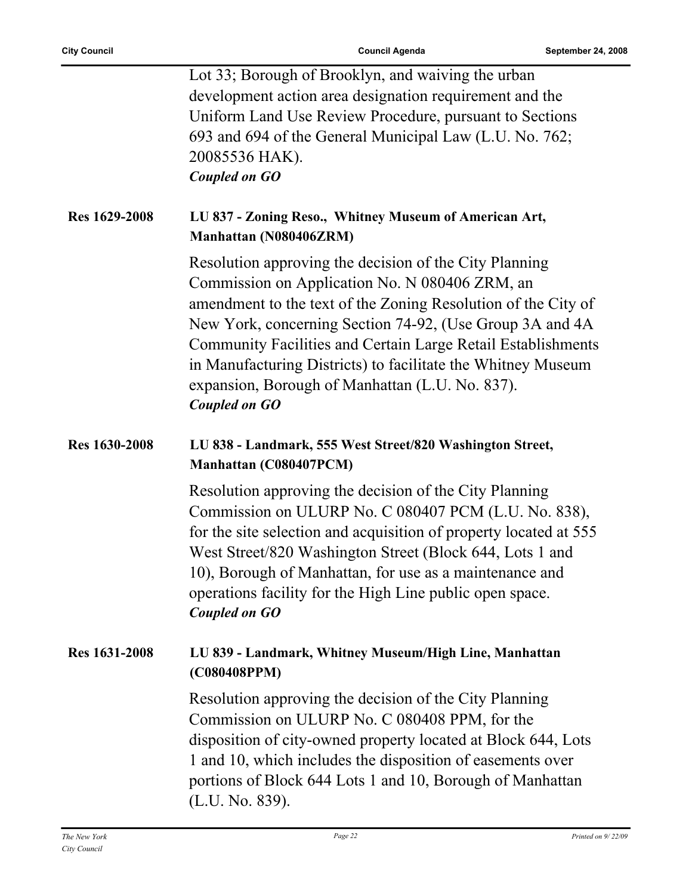Lot 33; Borough of Brooklyn, and waiving the urban development action area designation requirement and the Uniform Land Use Review Procedure, pursuant to Sections 693 and 694 of the General Municipal Law (L.U. No. 762; 20085536 HAK).

***Coupled on GO***

**Res 1629-2008** **LU 837 - Zoning Reso., Whitney Museum of American Art, Manhattan (N080406ZRM)**

Resolution approving the decision of the City Planning Commission on Application No. N 080406 ZRM, an amendment to the text of the Zoning Resolution of the City of New York, concerning Section 74-92, (Use Group 3A and 4A Community Facilities and Certain Large Retail Establishments in Manufacturing Districts) to facilitate the Whitney Museum expansion, Borough of Manhattan (L.U. No. 837).

***Coupled on GO***

**Res 1630-2008** **LU 838 - Landmark, 555 West Street/820 Washington Street, Manhattan (C080407PCM)**

Resolution approving the decision of the City Planning Commission on ULURP No. C 080407 PCM (L.U. No. 838), for the site selection and acquisition of property located at 555 West Street/820 Washington Street (Block 644, Lots 1 and 10), Borough of Manhattan, for use as a maintenance and operations facility for the High Line public open space.

***Coupled on GO***

**Res 1631-2008** **LU 839 - Landmark, Whitney Museum/High Line, Manhattan (C080408PPM)**

Resolution approving the decision of the City Planning Commission on ULURP No. C 080408 PPM, for the disposition of city-owned property located at Block 644, Lots 1 and 10, which includes the disposition of easements over portions of Block 644 Lots 1 and 10, Borough of Manhattan (L.U. No. 839).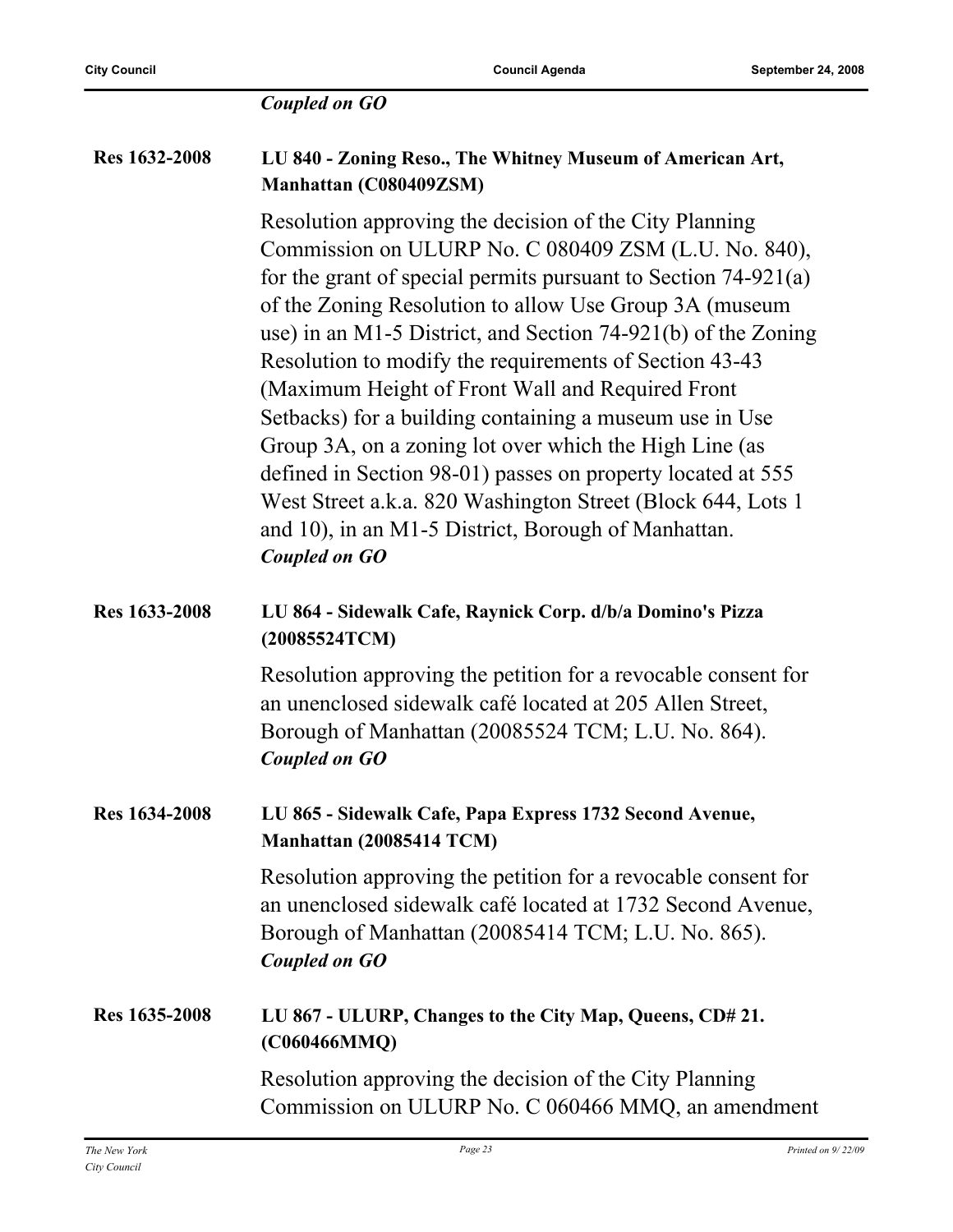*Coupled on GO*

**Res 1632-2008** **LU 840 - Zoning Reso., The Whitney Museum of American Art, Manhattan (C080409ZSM)**

Resolution approving the decision of the City Planning Commission on ULURP No. C 080409 ZSM (L.U. No. 840), for the grant of special permits pursuant to Section 74-921(a) of the Zoning Resolution to allow Use Group 3A (museum use) in an M1-5 District, and Section 74-921(b) of the Zoning Resolution to modify the requirements of Section 43-43 (Maximum Height of Front Wall and Required Front Setbacks) for a building containing a museum use in Use Group 3A, on a zoning lot over which the High Line (as defined in Section 98-01) passes on property located at 555 West Street a.k.a. 820 Washington Street (Block 644, Lots 1 and 10), in an M1-5 District, Borough of Manhattan.
*Coupled on GO*

**Res 1633-2008** **LU 864 - Sidewalk Cafe, Raynick Corp. d/b/a Domino's Pizza (20085524TCM)**

Resolution approving the petition for a revocable consent for an unenclosed sidewalk café located at 205 Allen Street, Borough of Manhattan (20085524 TCM; L.U. No. 864).
*Coupled on GO*

**Res 1634-2008** **LU 865 - Sidewalk Cafe, Papa Express 1732 Second Avenue, Manhattan (20085414 TCM)**

Resolution approving the petition for a revocable consent for an unenclosed sidewalk café located at 1732 Second Avenue, Borough of Manhattan (20085414 TCM; L.U. No. 865).
*Coupled on GO*

**Res 1635-2008** **LU 867 - ULURP, Changes to the City Map, Queens, CD# 21. (C060466MMQ)**

Resolution approving the decision of the City Planning Commission on ULURP No. C 060466 MMQ, an amendment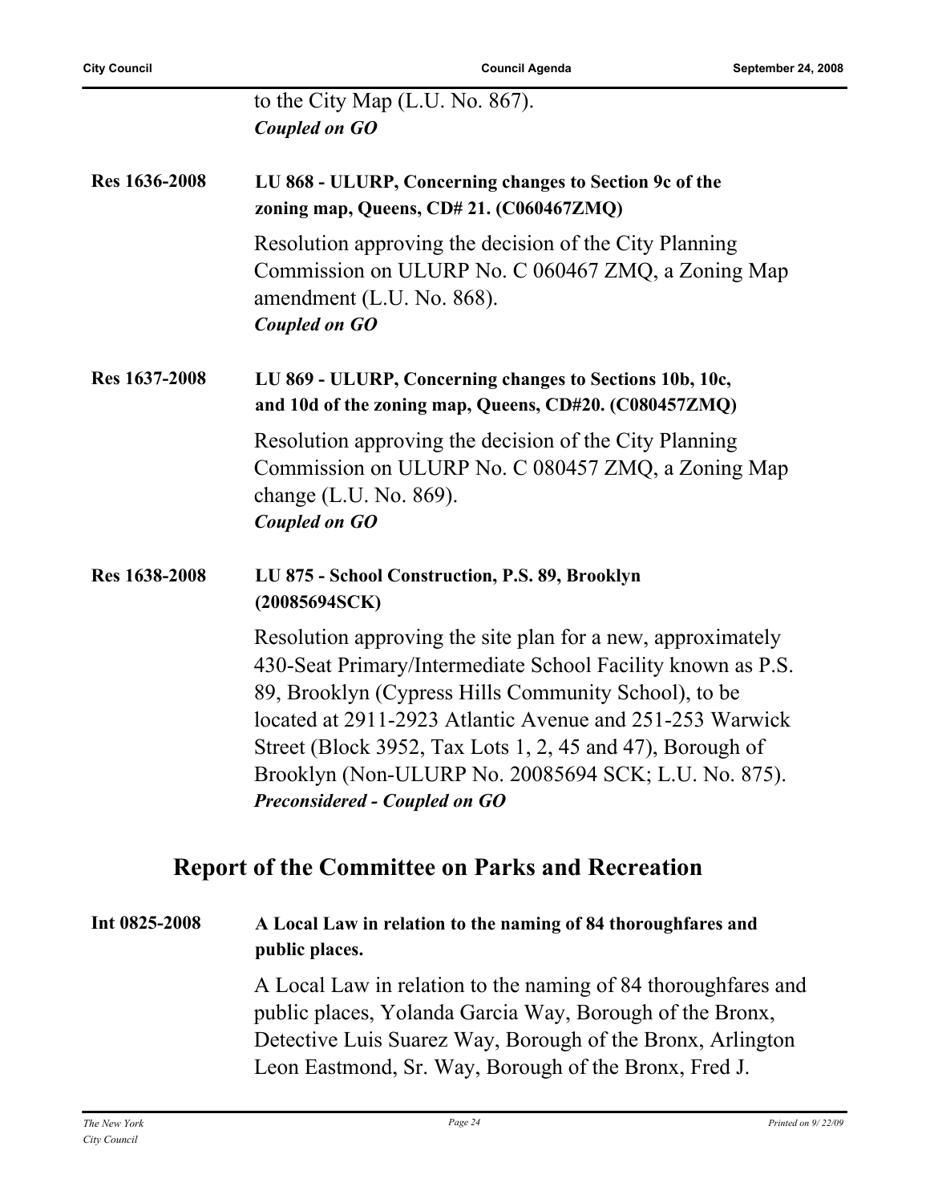to the City Map (L.U. No. 867).
***Coupled on GO***

**Res 1636-2008** **LU 868 - ULURP, Concerning changes to Section 9c of the zoning map, Queens, CD# 21. (C060467ZMQ)**

Resolution approving the decision of the City Planning Commission on ULURP No. C 060467 ZMQ, a Zoning Map amendment (L.U. No. 868).
***Coupled on GO***

**Res 1637-2008** **LU 869 - ULURP, Concerning changes to Sections 10b, 10c, and 10d of the zoning map, Queens, CD#20. (C080457ZMQ)**

Resolution approving the decision of the City Planning Commission on ULURP No. C 080457 ZMQ, a Zoning Map change (L.U. No. 869).
***Coupled on GO***

**Res 1638-2008** **LU 875 - School Construction, P.S. 89, Brooklyn (20085694SCK)**

Resolution approving the site plan for a new, approximately 430-Seat Primary/Intermediate School Facility known as P.S. 89, Brooklyn (Cypress Hills Community School), to be located at 2911-2923 Atlantic Avenue and 251-253 Warwick Street (Block 3952, Tax Lots 1, 2, 45 and 47), Borough of Brooklyn (Non-ULURP No. 20085694 SCK; L.U. No. 875).
***Preconsidered - Coupled on GO***

## Report of the Committee on Parks and Recreation

**Int 0825-2008** **A Local Law in relation to the naming of 84 thoroughfares and public places.**

A Local Law in relation to the naming of 84 thoroughfares and public places, Yolanda Garcia Way, Borough of the Bronx, Detective Luis Suarez Way, Borough of the Bronx, Arlington Leon Eastmond, Sr. Way, Borough of the Bronx, Fred J.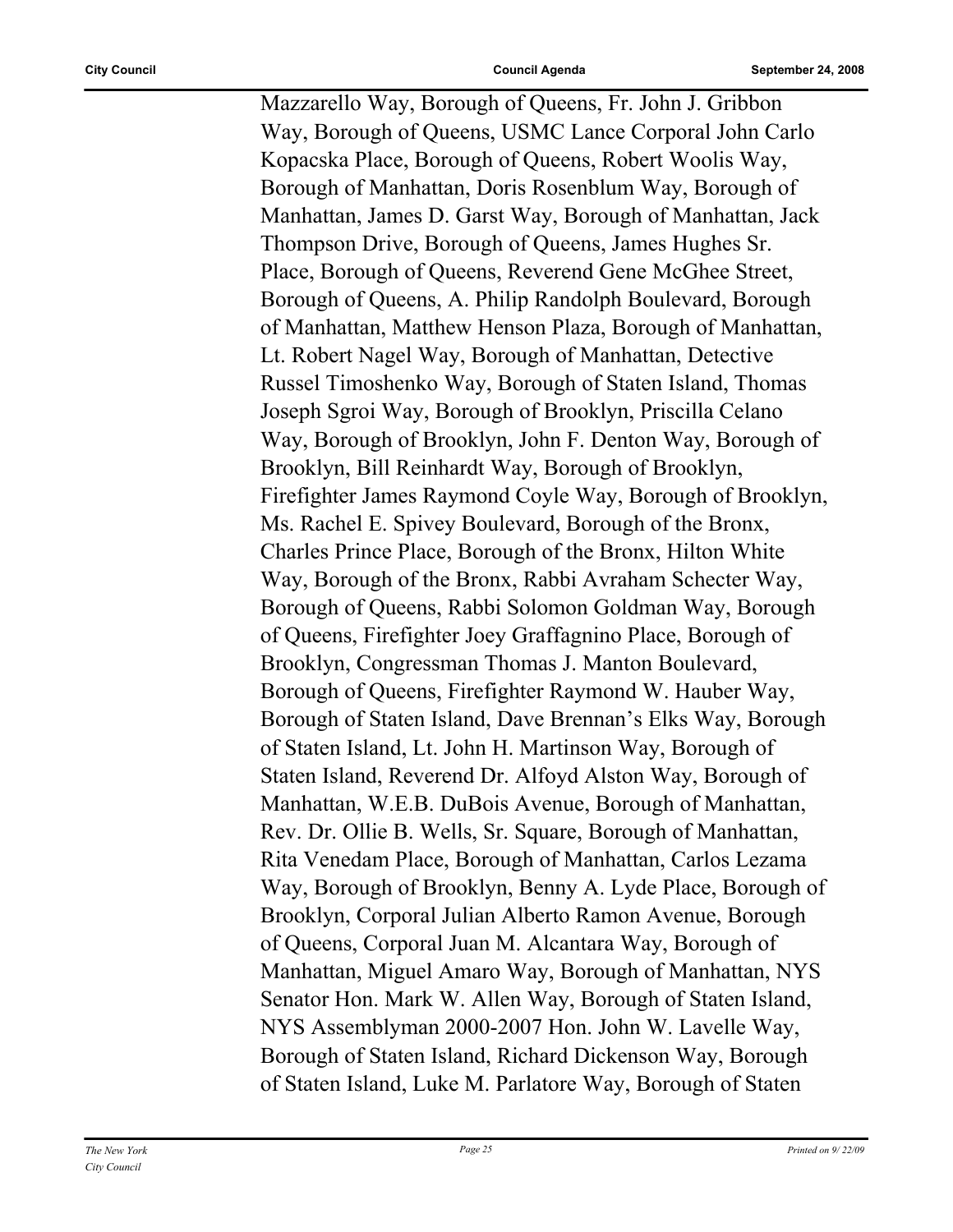Mazzarello Way, Borough of Queens, Fr. John J. Gribbon Way, Borough of Queens, USMC Lance Corporal John Carlo Kopacska Place, Borough of Queens, Robert Woolis Way, Borough of Manhattan, Doris Rosenblum Way, Borough of Manhattan, James D. Garst Way, Borough of Manhattan, Jack Thompson Drive, Borough of Queens, James Hughes Sr. Place, Borough of Queens, Reverend Gene McGhee Street, Borough of Queens, A. Philip Randolph Boulevard, Borough of Manhattan, Matthew Henson Plaza, Borough of Manhattan, Lt. Robert Nagel Way, Borough of Manhattan, Detective Russel Timoshenko Way, Borough of Staten Island, Thomas Joseph Sgroi Way, Borough of Brooklyn, Priscilla Celano Way, Borough of Brooklyn, John F. Denton Way, Borough of Brooklyn, Bill Reinhardt Way, Borough of Brooklyn, Firefighter James Raymond Coyle Way, Borough of Brooklyn, Ms. Rachel E. Spivey Boulevard, Borough of the Bronx, Charles Prince Place, Borough of the Bronx, Hilton White Way, Borough of the Bronx, Rabbi Avraham Schecter Way, Borough of Queens, Rabbi Solomon Goldman Way, Borough of Queens, Firefighter Joey Graffagnino Place, Borough of Brooklyn, Congressman Thomas J. Manton Boulevard, Borough of Queens, Firefighter Raymond W. Hauber Way, Borough of Staten Island, Dave Brennan's Elks Way, Borough of Staten Island, Lt. John H. Martinson Way, Borough of Staten Island, Reverend Dr. Alfoyd Alston Way, Borough of Manhattan, W.E.B. DuBois Avenue, Borough of Manhattan, Rev. Dr. Ollie B. Wells, Sr. Square, Borough of Manhattan, Rita Venedam Place, Borough of Manhattan, Carlos Lezama Way, Borough of Brooklyn, Benny A. Lyde Place, Borough of Brooklyn, Corporal Julian Alberto Ramon Avenue, Borough of Queens, Corporal Juan M. Alcantara Way, Borough of Manhattan, Miguel Amaro Way, Borough of Manhattan, NYS Senator Hon. Mark W. Allen Way, Borough of Staten Island, NYS Assemblyman 2000-2007 Hon. John W. Lavelle Way, Borough of Staten Island, Richard Dickenson Way, Borough of Staten Island, Luke M. Parlatore Way, Borough of Staten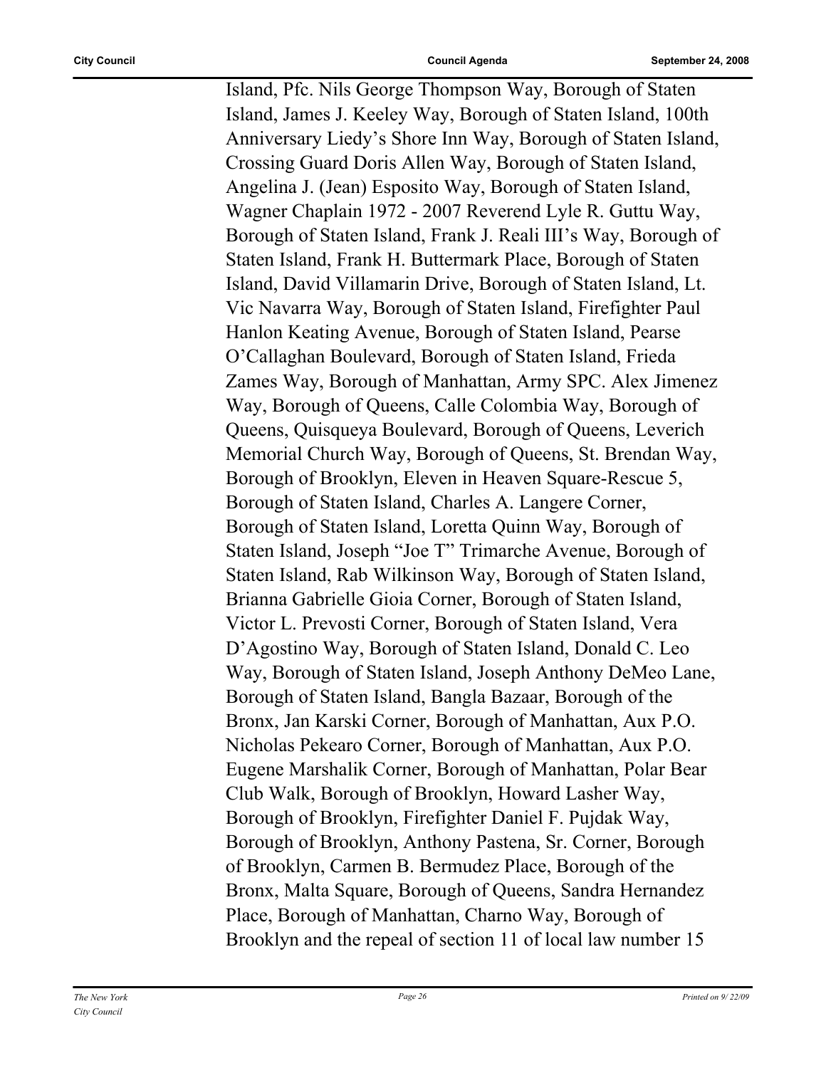Island, Pfc. Nils George Thompson Way, Borough of Staten Island, James J. Keeley Way, Borough of Staten Island, 100th Anniversary Liedy's Shore Inn Way, Borough of Staten Island, Crossing Guard Doris Allen Way, Borough of Staten Island, Angelina J. (Jean) Esposito Way, Borough of Staten Island, Wagner Chaplain 1972 - 2007 Reverend Lyle R. Guttu Way, Borough of Staten Island, Frank J. Reali III's Way, Borough of Staten Island, Frank H. Buttermark Place, Borough of Staten Island, David Villamarin Drive, Borough of Staten Island, Lt. Vic Navarra Way, Borough of Staten Island, Firefighter Paul Hanlon Keating Avenue, Borough of Staten Island, Pearse O'Callaghan Boulevard, Borough of Staten Island, Frieda Zames Way, Borough of Manhattan, Army SPC. Alex Jimenez Way, Borough of Queens, Calle Colombia Way, Borough of Queens, Quisqueya Boulevard, Borough of Queens, Leverich Memorial Church Way, Borough of Queens, St. Brendan Way, Borough of Brooklyn, Eleven in Heaven Square-Rescue 5, Borough of Staten Island, Charles A. Langere Corner, Borough of Staten Island, Loretta Quinn Way, Borough of Staten Island, Joseph "Joe T" Trimarche Avenue, Borough of Staten Island, Rab Wilkinson Way, Borough of Staten Island, Brianna Gabrielle Gioia Corner, Borough of Staten Island, Victor L. Prevosti Corner, Borough of Staten Island, Vera D'Agostino Way, Borough of Staten Island, Donald C. Leo Way, Borough of Staten Island, Joseph Anthony DeMeo Lane, Borough of Staten Island, Bangla Bazaar, Borough of the Bronx, Jan Karski Corner, Borough of Manhattan, Aux P.O. Nicholas Pekearo Corner, Borough of Manhattan, Aux P.O. Eugene Marshalik Corner, Borough of Manhattan, Polar Bear Club Walk, Borough of Brooklyn, Howard Lasher Way, Borough of Brooklyn, Firefighter Daniel F. Pujdak Way, Borough of Brooklyn, Anthony Pastena, Sr. Corner, Borough of Brooklyn, Carmen B. Bermudez Place, Borough of the Bronx, Malta Square, Borough of Queens, Sandra Hernandez Place, Borough of Manhattan, Charno Way, Borough of Brooklyn and the repeal of section 11 of local law number 15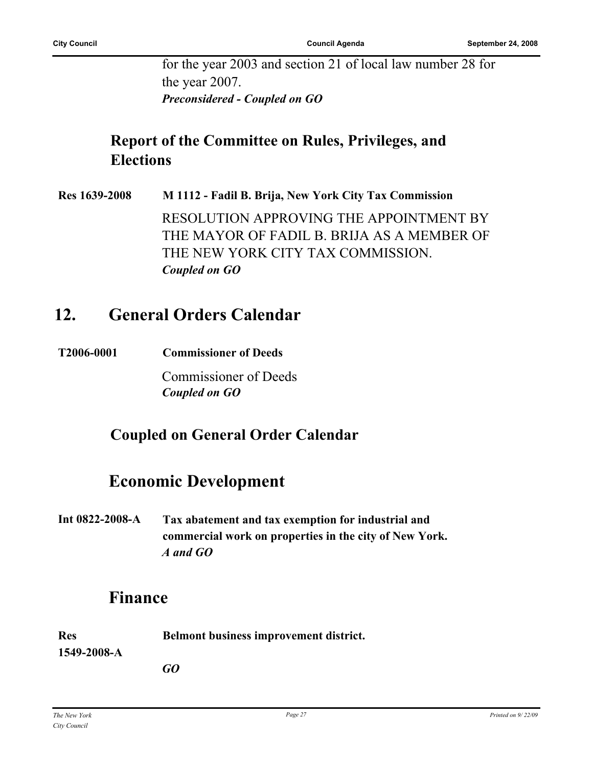for the year 2003 and section 21 of local law number 28 for the year 2007.
***Preconsidered - Coupled on GO***

### Report of the Committee on Rules, Privileges, and Elections

**Res 1639-2008** **M 1112 - Fadil B. Brija, New York City Tax Commission**

RESOLUTION APPROVING THE APPOINTMENT BY THE MAYOR OF FADIL B. BRIJA AS A MEMBER OF THE NEW YORK CITY TAX COMMISSION.
***Coupled on GO***

## 12. General Orders Calendar

**T2006-0001** **Commissioner of Deeds**

Commissioner of Deeds
***Coupled on GO***

### Coupled on General Order Calendar

### Economic Development

**Int 0822-2008-A** **Tax abatement and tax exemption for industrial and commercial work on properties in the city of New York.**
***A and GO***

### Finance

**Res 1549-2008-A** **Belmont business improvement district.**

***GO***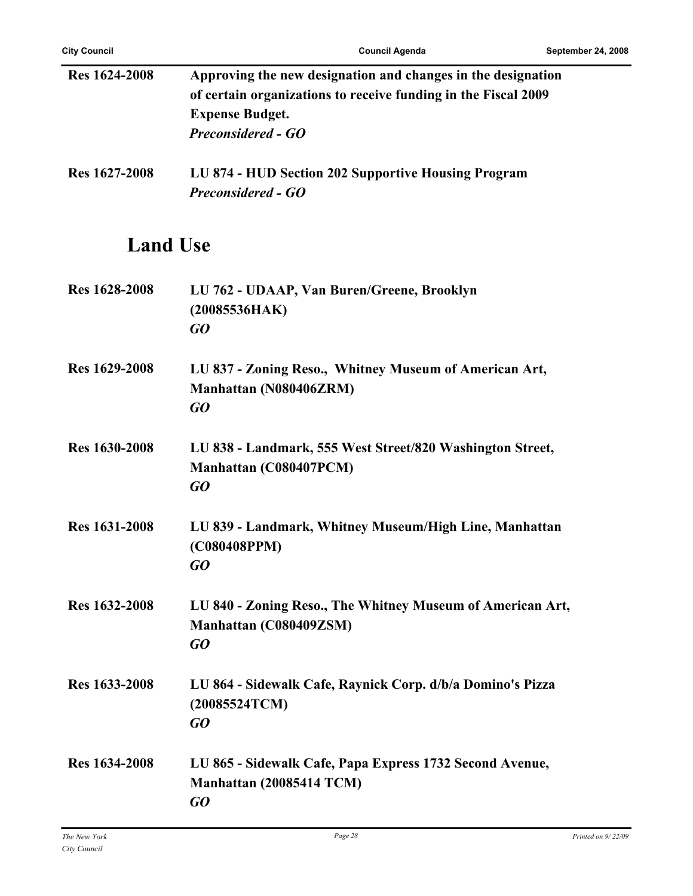**Res 1624-2008** **Approving the new designation and changes in the designation of certain organizations to receive funding in the Fiscal 2009 Expense Budget.**
***Preconsidered - GO***

**Res 1627-2008** **LU 874 - HUD Section 202 Supportive Housing Program**
***Preconsidered - GO***

## Land Use

**Res 1628-2008** **LU 762 - UDAAP, Van Buren/Greene, Brooklyn (20085536HAK)**
***GO***

**Res 1629-2008** **LU 837 - Zoning Reso., Whitney Museum of American Art, Manhattan (N080406ZRM)**
***GO***

**Res 1630-2008** **LU 838 - Landmark, 555 West Street/820 Washington Street, Manhattan (C080407PCM)**
***GO***

**Res 1631-2008** **LU 839 - Landmark, Whitney Museum/High Line, Manhattan (C080408PPM)**
***GO***

**Res 1632-2008** **LU 840 - Zoning Reso., The Whitney Museum of American Art, Manhattan (C080409ZSM)**
***GO***

**Res 1633-2008** **LU 864 - Sidewalk Cafe, Raynick Corp. d/b/a Domino's Pizza (20085524TCM)**
***GO***

**Res 1634-2008** **LU 865 - Sidewalk Cafe, Papa Express 1732 Second Avenue, Manhattan (20085414 TCM)**
***GO***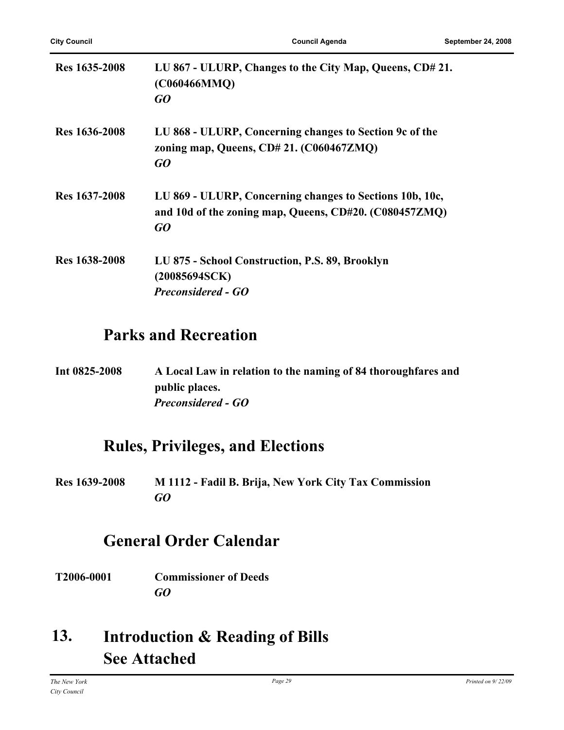**Res 1635-2008** **LU 867 - ULURP, Changes to the City Map, Queens, CD# 21. (C060466MMQ)**
***GO***

**Res 1636-2008** **LU 868 - ULURP, Concerning changes to Section 9c of the zoning map, Queens, CD# 21. (C060467ZMQ)**
***GO***

**Res 1637-2008** **LU 869 - ULURP, Concerning changes to Sections 10b, 10c, and 10d of the zoning map, Queens, CD#20. (C080457ZMQ)**
***GO***

**Res 1638-2008** **LU 875 - School Construction, P.S. 89, Brooklyn (20085694SCK)**
***Preconsidered - GO***

## Parks and Recreation

**Int 0825-2008** **A Local Law in relation to the naming of 84 thoroughfares and public places.**
***Preconsidered - GO***

## Rules, Privileges, and Elections

**Res 1639-2008** **M 1112 - Fadil B. Brija, New York City Tax Commission**
***GO***

## General Order Calendar

**T2006-0001** **Commissioner of Deeds**
***GO***

# 13. Introduction & Reading of Bills See Attached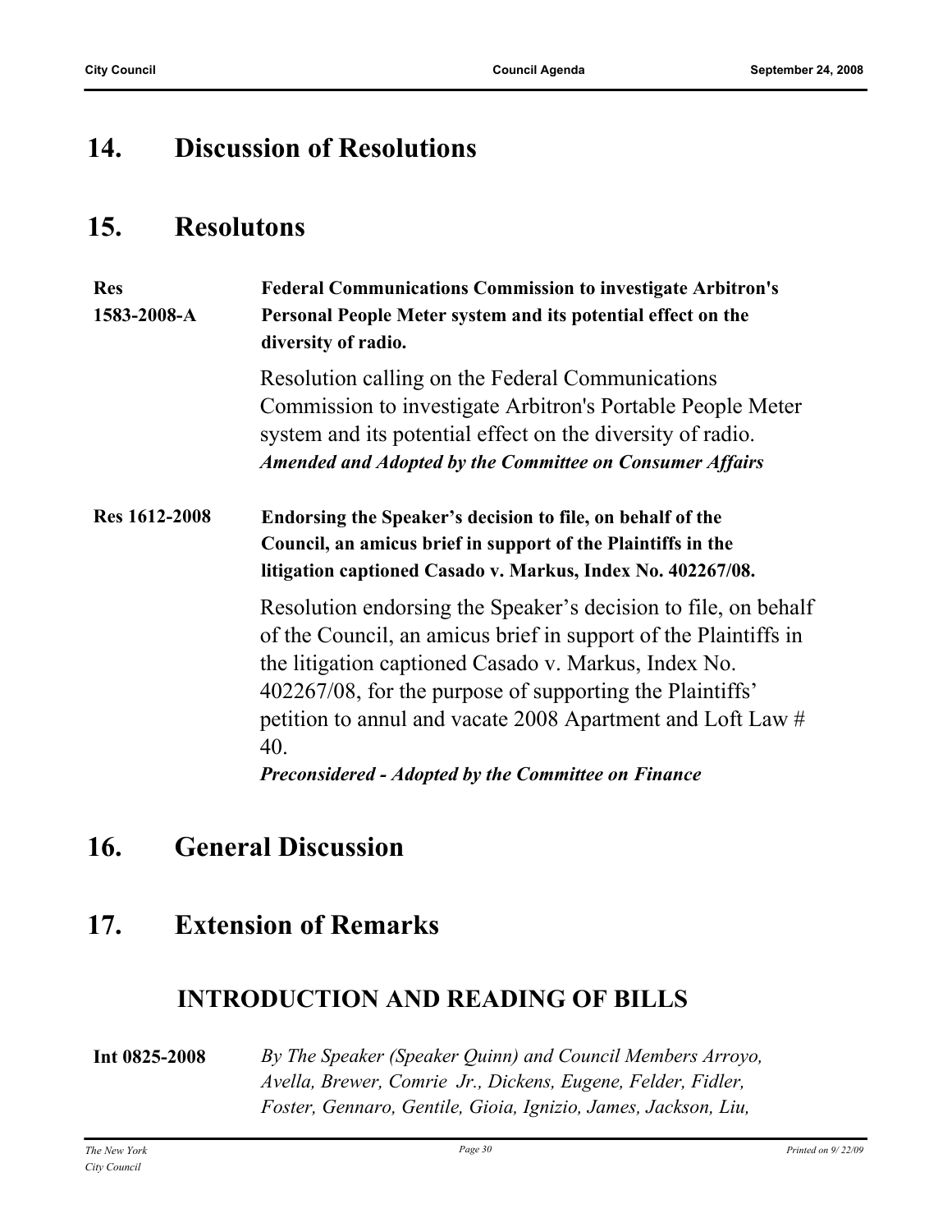## 14. Discussion of Resolutions

## 15. Resolutons

**Res 1583-2008-A** **Federal Communications Commission to investigate Arbitron's Personal People Meter system and its potential effect on the diversity of radio.**

Resolution calling on the Federal Communications Commission to investigate Arbitron's Portable People Meter system and its potential effect on the diversity of radio.

***Amended and Adopted by the Committee on Consumer Affairs***

**Res 1612-2008** **Endorsing the Speaker's decision to file, on behalf of the Council, an amicus brief in support of the Plaintiffs in the litigation captioned Casado v. Markus, Index No. 402267/08.**

Resolution endorsing the Speaker's decision to file, on behalf of the Council, an amicus brief in support of the Plaintiffs in the litigation captioned Casado v. Markus, Index No. 402267/08, for the purpose of supporting the Plaintiffs' petition to annul and vacate 2008 Apartment and Loft Law # 40.

***Preconsidered - Adopted by the Committee on Finance***

## 16. General Discussion

## 17. Extension of Remarks

### INTRODUCTION AND READING OF BILLS

**Int 0825-2008** *By The Speaker (Speaker Quinn) and Council Members Arroyo, Avella, Brewer, Comrie Jr., Dickens, Eugene, Felder, Fidler, Foster, Gennaro, Gentile, Gioia, Ignizio, James, Jackson, Liu,*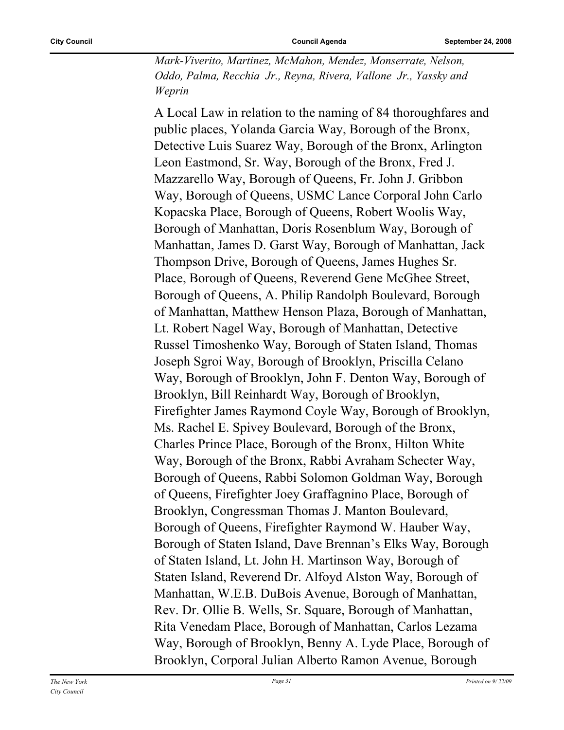*Mark-Viverito, Martinez, McMahon, Mendez, Monserrate, Nelson, Oddo, Palma, Recchia Jr., Reyna, Rivera, Vallone Jr., Yassky and Weprin*

A Local Law in relation to the naming of 84 thoroughfares and public places, Yolanda Garcia Way, Borough of the Bronx, Detective Luis Suarez Way, Borough of the Bronx, Arlington Leon Eastmond, Sr. Way, Borough of the Bronx, Fred J. Mazzarello Way, Borough of Queens, Fr. John J. Gribbon Way, Borough of Queens, USMC Lance Corporal John Carlo Kopacska Place, Borough of Queens, Robert Woolis Way, Borough of Manhattan, Doris Rosenblum Way, Borough of Manhattan, James D. Garst Way, Borough of Manhattan, Jack Thompson Drive, Borough of Queens, James Hughes Sr. Place, Borough of Queens, Reverend Gene McGhee Street, Borough of Queens, A. Philip Randolph Boulevard, Borough of Manhattan, Matthew Henson Plaza, Borough of Manhattan, Lt. Robert Nagel Way, Borough of Manhattan, Detective Russel Timoshenko Way, Borough of Staten Island, Thomas Joseph Sgroi Way, Borough of Brooklyn, Priscilla Celano Way, Borough of Brooklyn, John F. Denton Way, Borough of Brooklyn, Bill Reinhardt Way, Borough of Brooklyn, Firefighter James Raymond Coyle Way, Borough of Brooklyn, Ms. Rachel E. Spivey Boulevard, Borough of the Bronx, Charles Prince Place, Borough of the Bronx, Hilton White Way, Borough of the Bronx, Rabbi Avraham Schecter Way, Borough of Queens, Rabbi Solomon Goldman Way, Borough of Queens, Firefighter Joey Graffagnino Place, Borough of Brooklyn, Congressman Thomas J. Manton Boulevard, Borough of Queens, Firefighter Raymond W. Hauber Way, Borough of Staten Island, Dave Brennan's Elks Way, Borough of Staten Island, Lt. John H. Martinson Way, Borough of Staten Island, Reverend Dr. Alfoyd Alston Way, Borough of Manhattan, W.E.B. DuBois Avenue, Borough of Manhattan, Rev. Dr. Ollie B. Wells, Sr. Square, Borough of Manhattan, Rita Venedam Place, Borough of Manhattan, Carlos Lezama Way, Borough of Brooklyn, Benny A. Lyde Place, Borough of Brooklyn, Corporal Julian Alberto Ramon Avenue, Borough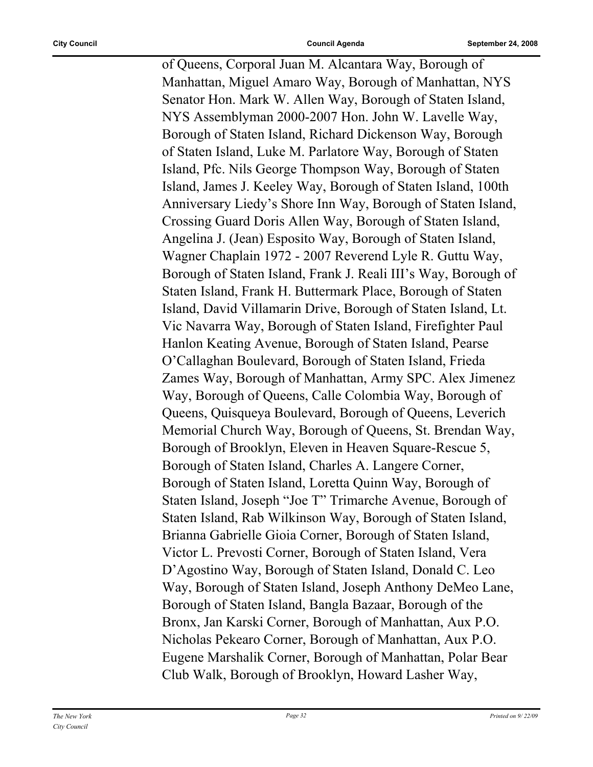of Queens, Corporal Juan M. Alcantara Way, Borough of Manhattan, Miguel Amaro Way, Borough of Manhattan, NYS Senator Hon. Mark W. Allen Way, Borough of Staten Island, NYS Assemblyman 2000-2007 Hon. John W. Lavelle Way, Borough of Staten Island, Richard Dickenson Way, Borough of Staten Island, Luke M. Parlatore Way, Borough of Staten Island, Pfc. Nils George Thompson Way, Borough of Staten Island, James J. Keeley Way, Borough of Staten Island, 100th Anniversary Liedy's Shore Inn Way, Borough of Staten Island, Crossing Guard Doris Allen Way, Borough of Staten Island, Angelina J. (Jean) Esposito Way, Borough of Staten Island, Wagner Chaplain 1972 - 2007 Reverend Lyle R. Guttu Way, Borough of Staten Island, Frank J. Reali III's Way, Borough of Staten Island, Frank H. Buttermark Place, Borough of Staten Island, David Villamarin Drive, Borough of Staten Island, Lt. Vic Navarra Way, Borough of Staten Island, Firefighter Paul Hanlon Keating Avenue, Borough of Staten Island, Pearse O'Callaghan Boulevard, Borough of Staten Island, Frieda Zames Way, Borough of Manhattan, Army SPC. Alex Jimenez Way, Borough of Queens, Calle Colombia Way, Borough of Queens, Quisqueya Boulevard, Borough of Queens, Leverich Memorial Church Way, Borough of Queens, St. Brendan Way, Borough of Brooklyn, Eleven in Heaven Square-Rescue 5, Borough of Staten Island, Charles A. Langere Corner, Borough of Staten Island, Loretta Quinn Way, Borough of Staten Island, Joseph "Joe T" Trimarche Avenue, Borough of Staten Island, Rab Wilkinson Way, Borough of Staten Island, Brianna Gabrielle Gioia Corner, Borough of Staten Island, Victor L. Prevosti Corner, Borough of Staten Island, Vera D'Agostino Way, Borough of Staten Island, Donald C. Leo Way, Borough of Staten Island, Joseph Anthony DeMeo Lane, Borough of Staten Island, Bangla Bazaar, Borough of the Bronx, Jan Karski Corner, Borough of Manhattan, Aux P.O. Nicholas Pekearo Corner, Borough of Manhattan, Aux P.O. Eugene Marshalik Corner, Borough of Manhattan, Polar Bear Club Walk, Borough of Brooklyn, Howard Lasher Way,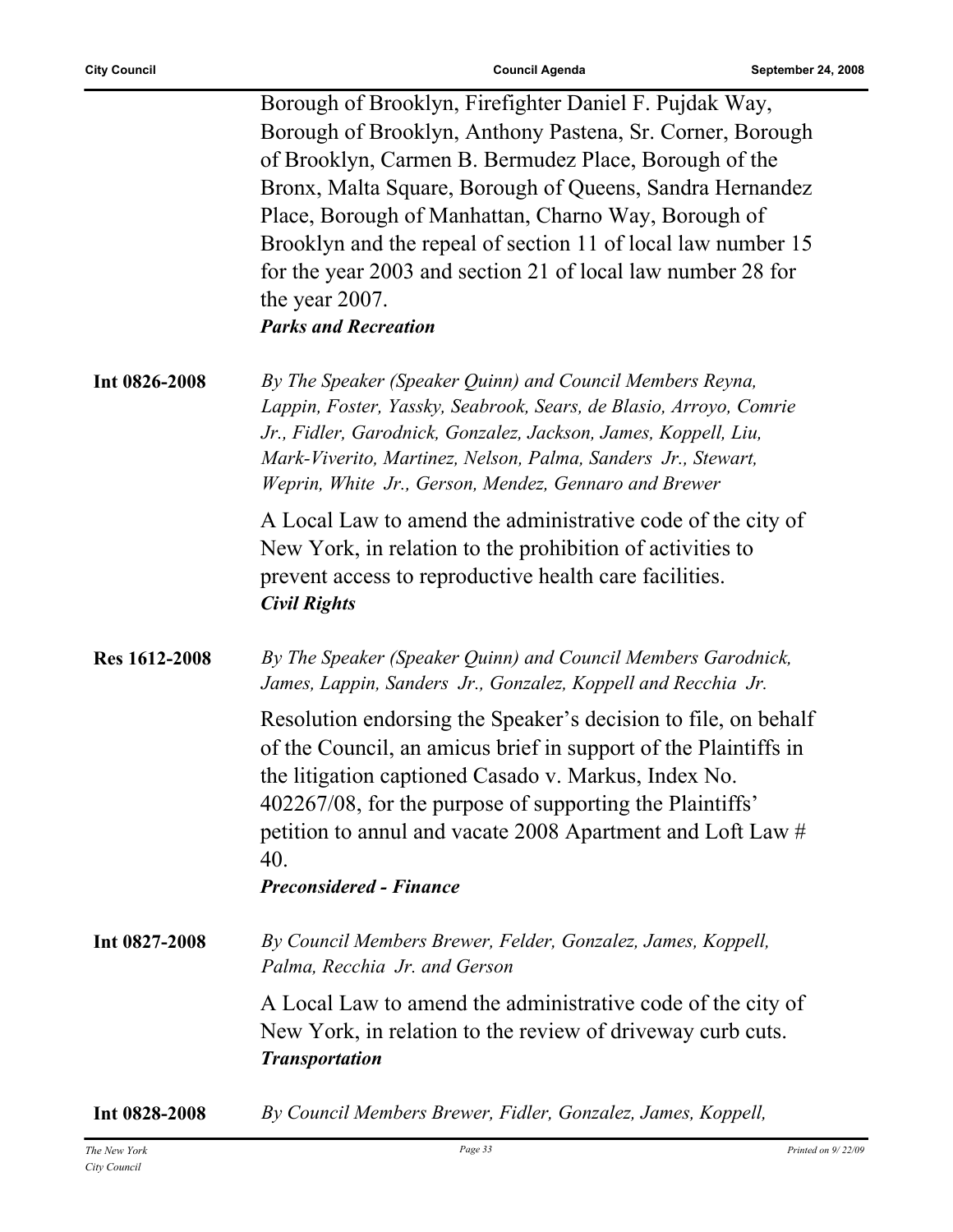Borough of Brooklyn, Firefighter Daniel F. Pujdak Way, Borough of Brooklyn, Anthony Pastena, Sr. Corner, Borough of Brooklyn, Carmen B. Bermudez Place, Borough of the Bronx, Malta Square, Borough of Queens, Sandra Hernandez Place, Borough of Manhattan, Charno Way, Borough of Brooklyn and the repeal of section 11 of local law number 15 for the year 2003 and section 21 of local law number 28 for the year 2007.

***Parks and Recreation***

**Int 0826-2008**

*By The Speaker (Speaker Quinn) and Council Members Reyna, Lappin, Foster, Yassky, Seabrook, Sears, de Blasio, Arroyo, Comrie Jr., Fidler, Garodnick, Gonzalez, Jackson, James, Koppell, Liu, Mark-Viverito, Martinez, Nelson, Palma, Sanders Jr., Stewart, Weprin, White Jr., Gerson, Mendez, Gennaro and Brewer*

A Local Law to amend the administrative code of the city of New York, in relation to the prohibition of activities to prevent access to reproductive health care facilities.

***Civil Rights***

**Res 1612-2008**

*By The Speaker (Speaker Quinn) and Council Members Garodnick, James, Lappin, Sanders Jr., Gonzalez, Koppell and Recchia Jr.*

Resolution endorsing the Speaker's decision to file, on behalf of the Council, an amicus brief in support of the Plaintiffs in the litigation captioned Casado v. Markus, Index No. 402267/08, for the purpose of supporting the Plaintiffs' petition to annul and vacate 2008 Apartment and Loft Law # 40.

***Preconsidered - Finance***

**Int 0827-2008**

*By Council Members Brewer, Felder, Gonzalez, James, Koppell, Palma, Recchia Jr. and Gerson*

A Local Law to amend the administrative code of the city of New York, in relation to the review of driveway curb cuts.

***Transportation***

**Int 0828-2008**

*By Council Members Brewer, Fidler, Gonzalez, James, Koppell,*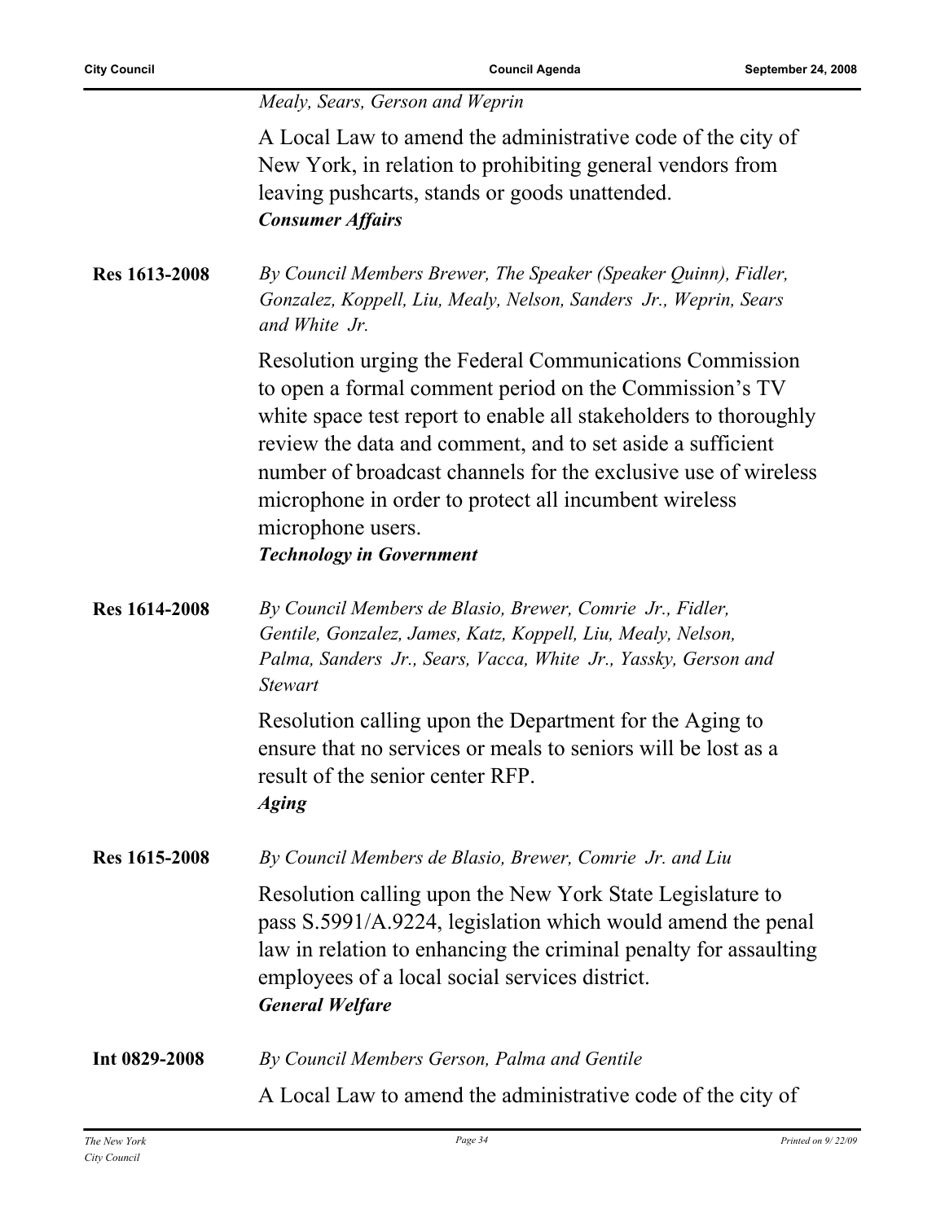*Mealy, Sears, Gerson and Weprin*

A Local Law to amend the administrative code of the city of New York, in relation to prohibiting general vendors from leaving pushcarts, stands or goods unattended.
***Consumer Affairs***

**Res 1613-2008** *By Council Members Brewer, The Speaker (Speaker Quinn), Fidler, Gonzalez, Koppell, Liu, Mealy, Nelson, Sanders Jr., Weprin, Sears and White Jr.*

Resolution urging the Federal Communications Commission to open a formal comment period on the Commission's TV white space test report to enable all stakeholders to thoroughly review the data and comment, and to set aside a sufficient number of broadcast channels for the exclusive use of wireless microphone in order to protect all incumbent wireless microphone users.
***Technology in Government***

**Res 1614-2008** *By Council Members de Blasio, Brewer, Comrie Jr., Fidler, Gentile, Gonzalez, James, Katz, Koppell, Liu, Mealy, Nelson, Palma, Sanders Jr., Sears, Vacca, White Jr., Yassky, Gerson and Stewart*

Resolution calling upon the Department for the Aging to ensure that no services or meals to seniors will be lost as a result of the senior center RFP.
***Aging***

**Res 1615-2008** *By Council Members de Blasio, Brewer, Comrie Jr. and Liu*

Resolution calling upon the New York State Legislature to pass S.5991/A.9224, legislation which would amend the penal law in relation to enhancing the criminal penalty for assaulting employees of a local social services district.
***General Welfare***

**Int 0829-2008** *By Council Members Gerson, Palma and Gentile*

A Local Law to amend the administrative code of the city of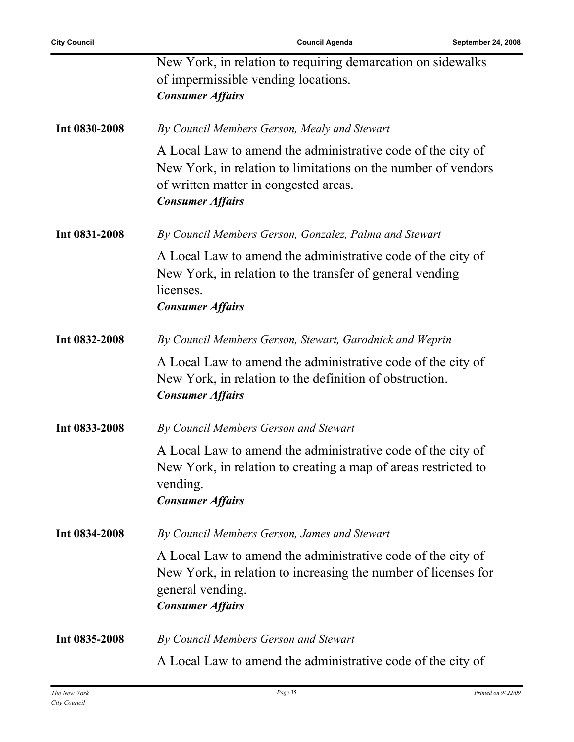New York, in relation to requiring demarcation on sidewalks of impermissible vending locations.
***Consumer Affairs***

**Int 0830-2008** *By Council Members Gerson, Mealy and Stewart*

A Local Law to amend the administrative code of the city of New York, in relation to limitations on the number of vendors of written matter in congested areas.
***Consumer Affairs***

**Int 0831-2008** *By Council Members Gerson, Gonzalez, Palma and Stewart*

A Local Law to amend the administrative code of the city of New York, in relation to the transfer of general vending licenses.
***Consumer Affairs***

**Int 0832-2008** *By Council Members Gerson, Stewart, Garodnick and Weprin*

A Local Law to amend the administrative code of the city of New York, in relation to the definition of obstruction.
***Consumer Affairs***

**Int 0833-2008** *By Council Members Gerson and Stewart*

A Local Law to amend the administrative code of the city of New York, in relation to creating a map of areas restricted to vending.
***Consumer Affairs***

**Int 0834-2008** *By Council Members Gerson, James and Stewart*

A Local Law to amend the administrative code of the city of New York, in relation to increasing the number of licenses for general vending.
***Consumer Affairs***

**Int 0835-2008** *By Council Members Gerson and Stewart*

A Local Law to amend the administrative code of the city of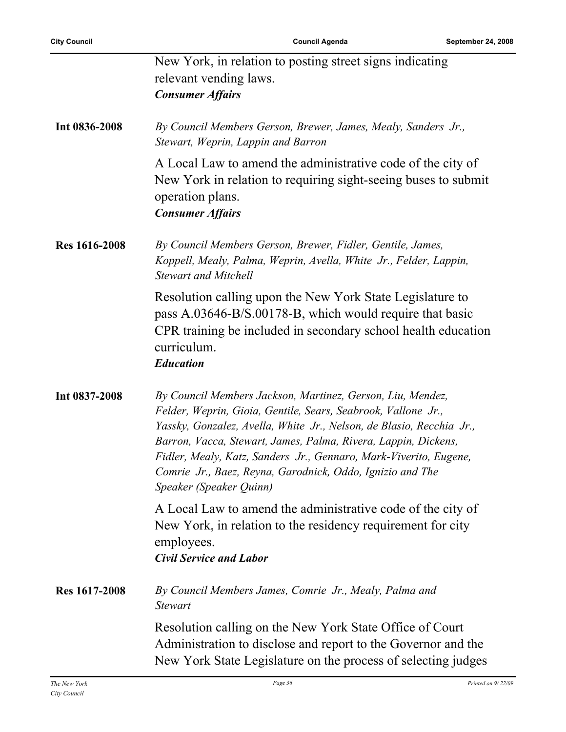New York, in relation to posting street signs indicating relevant vending laws.
***Consumer Affairs***

**Int 0836-2008** *By Council Members Gerson, Brewer, James, Mealy, Sanders Jr., Stewart, Weprin, Lappin and Barron*

A Local Law to amend the administrative code of the city of New York in relation to requiring sight-seeing buses to submit operation plans.
***Consumer Affairs***

**Res 1616-2008** *By Council Members Gerson, Brewer, Fidler, Gentile, James, Koppell, Mealy, Palma, Weprin, Avella, White Jr., Felder, Lappin, Stewart and Mitchell*

Resolution calling upon the New York State Legislature to pass A.03646-B/S.00178-B, which would require that basic CPR training be included in secondary school health education curriculum.
***Education***

**Int 0837-2008** *By Council Members Jackson, Martinez, Gerson, Liu, Mendez, Felder, Weprin, Gioia, Gentile, Sears, Seabrook, Vallone Jr., Yassky, Gonzalez, Avella, White Jr., Nelson, de Blasio, Recchia Jr., Barron, Vacca, Stewart, James, Palma, Rivera, Lappin, Dickens, Fidler, Mealy, Katz, Sanders Jr., Gennaro, Mark-Viverito, Eugene, Comrie Jr., Baez, Reyna, Garodnick, Oddo, Ignizio and The Speaker (Speaker Quinn)*

A Local Law to amend the administrative code of the city of New York, in relation to the residency requirement for city employees.
***Civil Service and Labor***

**Res 1617-2008** *By Council Members James, Comrie Jr., Mealy, Palma and Stewart*

Resolution calling on the New York State Office of Court Administration to disclose and report to the Governor and the New York State Legislature on the process of selecting judges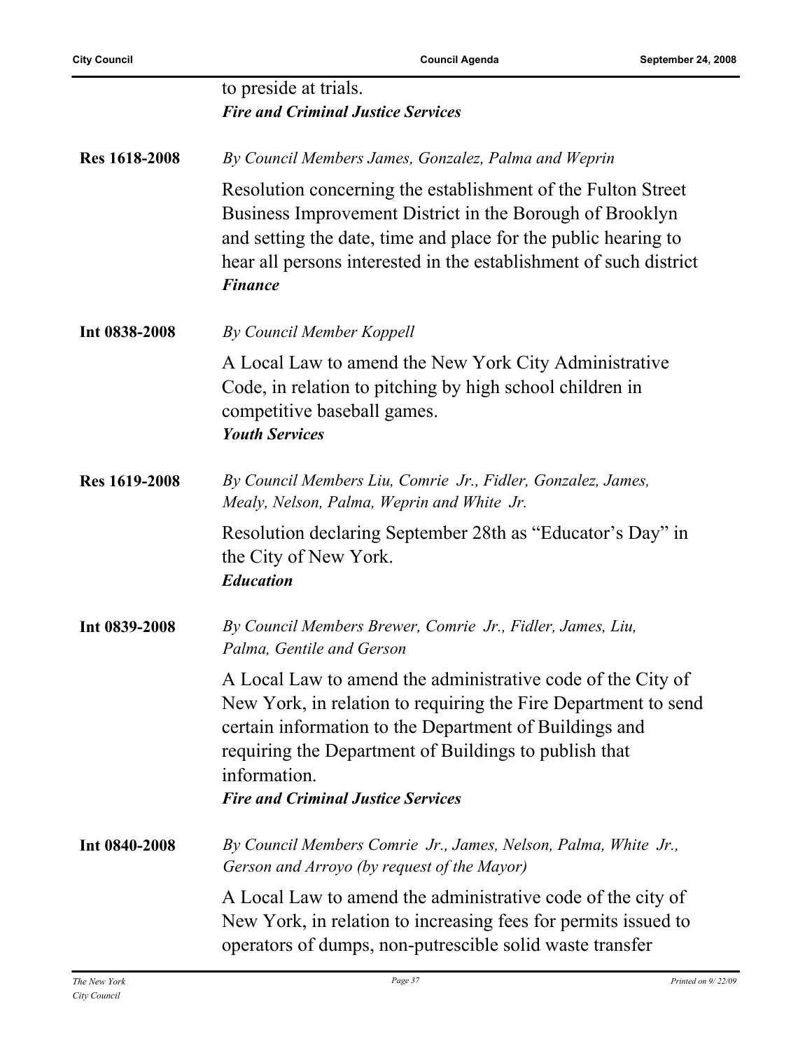to preside at trials.
***Fire and Criminal Justice Services***

**Res 1618-2008** *By Council Members James, Gonzalez, Palma and Weprin*

Resolution concerning the establishment of the Fulton Street Business Improvement District in the Borough of Brooklyn and setting the date, time and place for the public hearing to hear all persons interested in the establishment of such district
***Finance***

**Int 0838-2008** *By Council Member Koppell*

A Local Law to amend the New York City Administrative Code, in relation to pitching by high school children in competitive baseball games.
***Youth Services***

**Res 1619-2008** *By Council Members Liu, Comrie Jr., Fidler, Gonzalez, James, Mealy, Nelson, Palma, Weprin and White Jr.*

Resolution declaring September 28th as "Educator's Day" in the City of New York.
***Education***

**Int 0839-2008** *By Council Members Brewer, Comrie Jr., Fidler, James, Liu, Palma, Gentile and Gerson*

A Local Law to amend the administrative code of the City of New York, in relation to requiring the Fire Department to send certain information to the Department of Buildings and requiring the Department of Buildings to publish that information.
***Fire and Criminal Justice Services***

**Int 0840-2008** *By Council Members Comrie Jr., James, Nelson, Palma, White Jr., Gerson and Arroyo (by request of the Mayor)*

A Local Law to amend the administrative code of the city of New York, in relation to increasing fees for permits issued to operators of dumps, non-putrescible solid waste transfer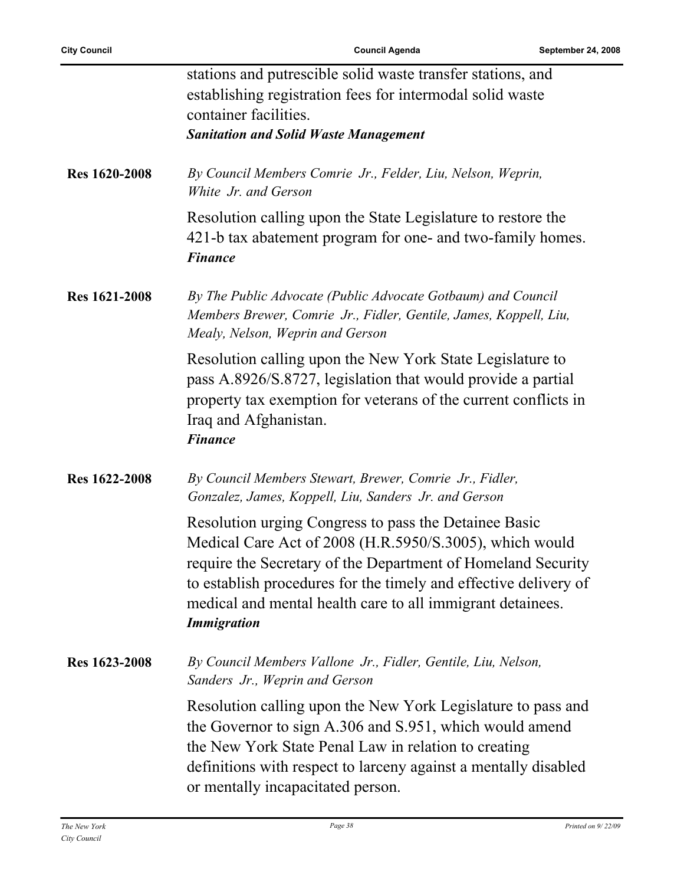stations and putrescible solid waste transfer stations, and establishing registration fees for intermodal solid waste container facilities.

***Sanitation and Solid Waste Management***

**Res 1620-2008**

*By Council Members Comrie Jr., Felder, Liu, Nelson, Weprin, White Jr. and Gerson*

Resolution calling upon the State Legislature to restore the 421-b tax abatement program for one- and two-family homes.

***Finance***

**Res 1621-2008**

*By The Public Advocate (Public Advocate Gotbaum) and Council Members Brewer, Comrie Jr., Fidler, Gentile, James, Koppell, Liu, Mealy, Nelson, Weprin and Gerson*

Resolution calling upon the New York State Legislature to pass A.8926/S.8727, legislation that would provide a partial property tax exemption for veterans of the current conflicts in Iraq and Afghanistan.

***Finance***

**Res 1622-2008**

*By Council Members Stewart, Brewer, Comrie Jr., Fidler, Gonzalez, James, Koppell, Liu, Sanders Jr. and Gerson*

Resolution urging Congress to pass the Detainee Basic Medical Care Act of 2008 (H.R.5950/S.3005), which would require the Secretary of the Department of Homeland Security to establish procedures for the timely and effective delivery of medical and mental health care to all immigrant detainees.

***Immigration***

**Res 1623-2008**

*By Council Members Vallone Jr., Fidler, Gentile, Liu, Nelson, Sanders Jr., Weprin and Gerson*

Resolution calling upon the New York Legislature to pass and the Governor to sign A.306 and S.951, which would amend the New York State Penal Law in relation to creating definitions with respect to larceny against a mentally disabled or mentally incapacitated person.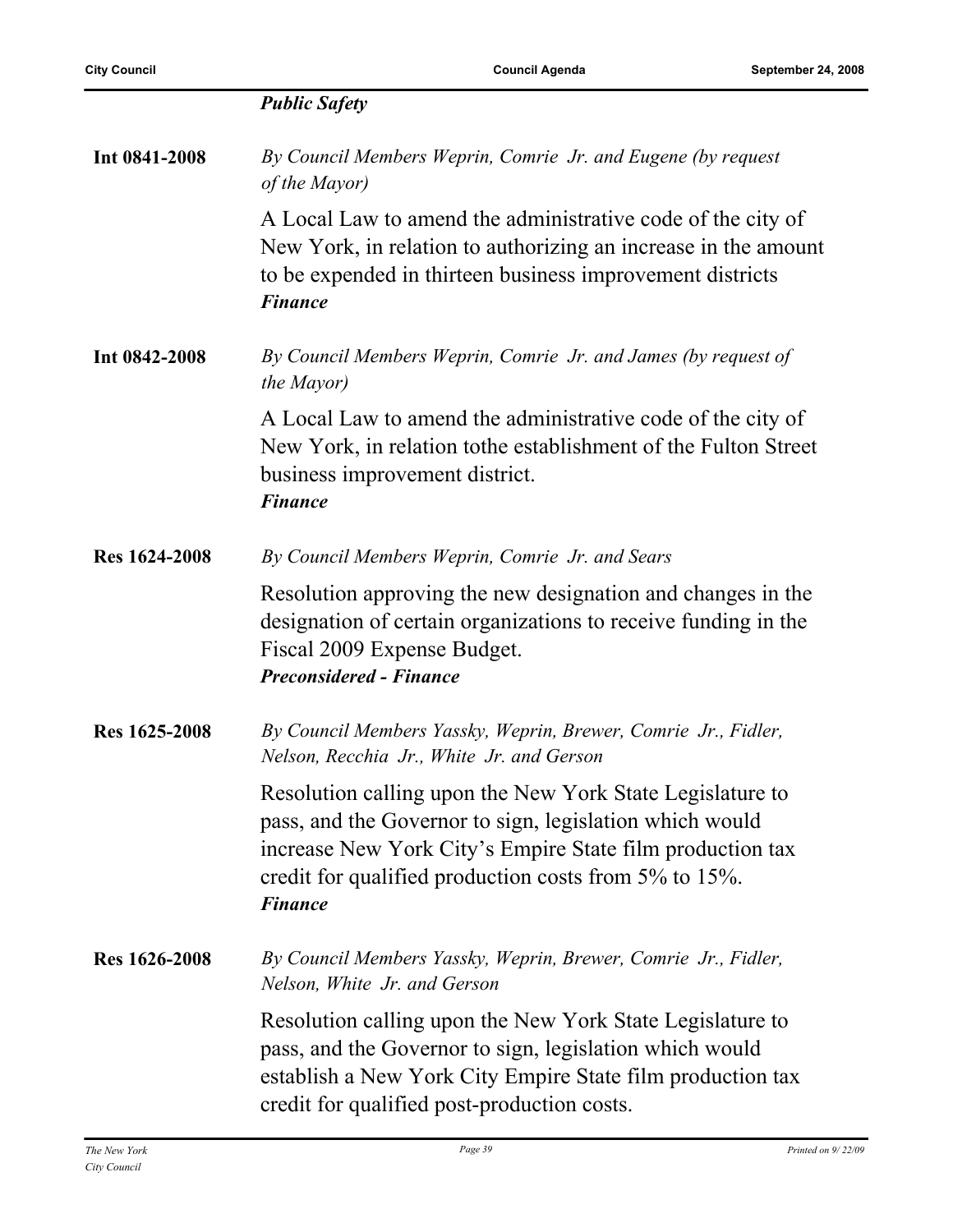***Public Safety***

**Int 0841-2008**

*By Council Members Weprin, Comrie Jr. and Eugene (by request of the Mayor)*

A Local Law to amend the administrative code of the city of New York, in relation to authorizing an increase in the amount to be expended in thirteen business improvement districts

***Finance***

**Int 0842-2008**

*By Council Members Weprin, Comrie Jr. and James (by request of the Mayor)*

A Local Law to amend the administrative code of the city of New York, in relation tothe establishment of the Fulton Street business improvement district.

***Finance***

**Res 1624-2008**

*By Council Members Weprin, Comrie Jr. and Sears*

Resolution approving the new designation and changes in the designation of certain organizations to receive funding in the Fiscal 2009 Expense Budget.

***Preconsidered - Finance***

**Res 1625-2008**

*By Council Members Yassky, Weprin, Brewer, Comrie Jr., Fidler, Nelson, Recchia Jr., White Jr. and Gerson*

Resolution calling upon the New York State Legislature to pass, and the Governor to sign, legislation which would increase New York City's Empire State film production tax credit for qualified production costs from 5% to 15%.

***Finance***

**Res 1626-2008**

*By Council Members Yassky, Weprin, Brewer, Comrie Jr., Fidler, Nelson, White Jr. and Gerson*

Resolution calling upon the New York State Legislature to pass, and the Governor to sign, legislation which would establish a New York City Empire State film production tax credit for qualified post-production costs.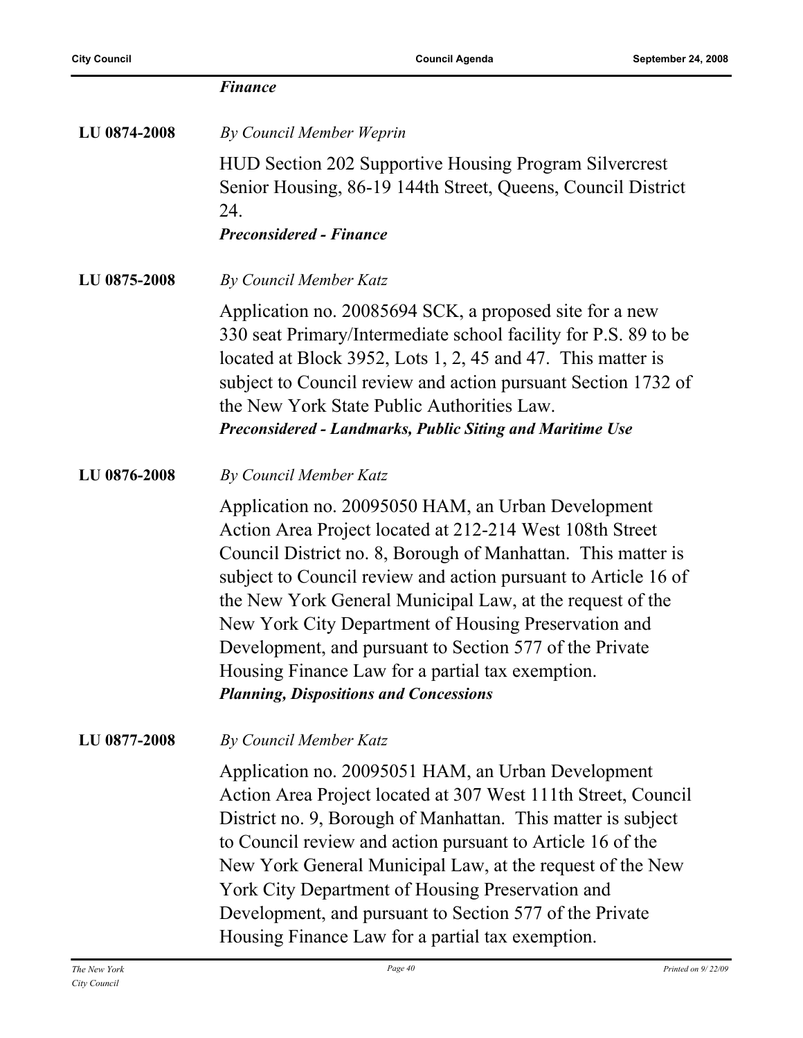***Finance***

**LU 0874-2008** *By Council Member Weprin*

HUD Section 202 Supportive Housing Program Silvercrest Senior Housing, 86-19 144th Street, Queens, Council District 24.

***Preconsidered - Finance***

**LU 0875-2008** *By Council Member Katz*

Application no. 20085694 SCK, a proposed site for a new 330 seat Primary/Intermediate school facility for P.S. 89 to be located at Block 3952, Lots 1, 2, 45 and 47. This matter is subject to Council review and action pursuant Section 1732 of the New York State Public Authorities Law.

***Preconsidered - Landmarks, Public Siting and Maritime Use***

**LU 0876-2008** *By Council Member Katz*

Application no. 20095050 HAM, an Urban Development Action Area Project located at 212-214 West 108th Street Council District no. 8, Borough of Manhattan. This matter is subject to Council review and action pursuant to Article 16 of the New York General Municipal Law, at the request of the New York City Department of Housing Preservation and Development, and pursuant to Section 577 of the Private Housing Finance Law for a partial tax exemption.

***Planning, Dispositions and Concessions***

**LU 0877-2008** *By Council Member Katz*

Application no. 20095051 HAM, an Urban Development Action Area Project located at 307 West 111th Street, Council District no. 9, Borough of Manhattan. This matter is subject to Council review and action pursuant to Article 16 of the New York General Municipal Law, at the request of the New York City Department of Housing Preservation and Development, and pursuant to Section 577 of the Private Housing Finance Law for a partial tax exemption.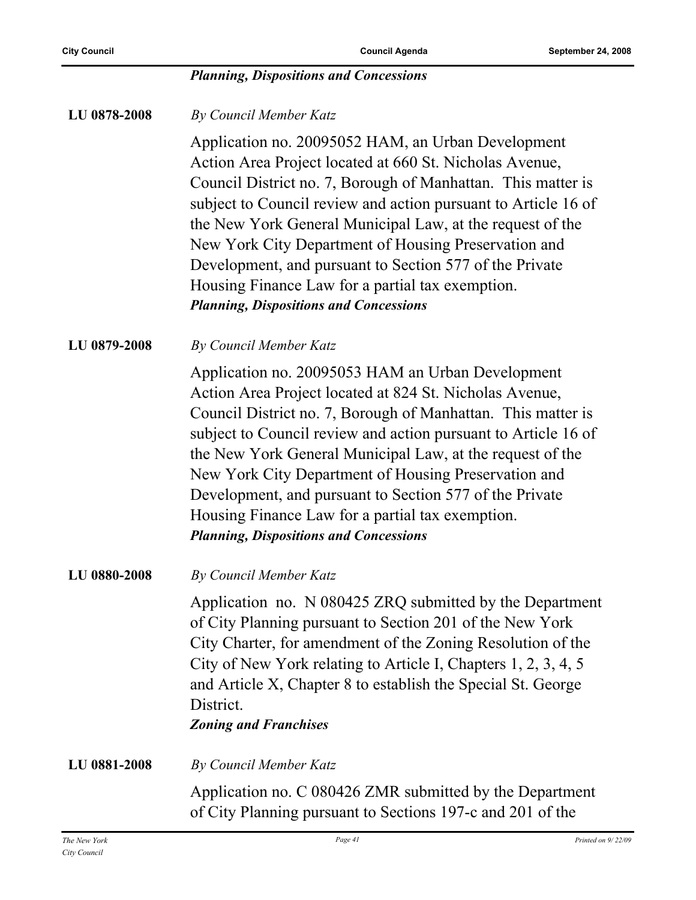*Planning, Dispositions and Concessions*

**LU 0878-2008** *By Council Member Katz*

Application no. 20095052 HAM, an Urban Development Action Area Project located at 660 St. Nicholas Avenue, Council District no. 7, Borough of Manhattan. This matter is subject to Council review and action pursuant to Article 16 of the New York General Municipal Law, at the request of the New York City Department of Housing Preservation and Development, and pursuant to Section 577 of the Private Housing Finance Law for a partial tax exemption.

***Planning, Dispositions and Concessions***

**LU 0879-2008** *By Council Member Katz*

Application no. 20095053 HAM an Urban Development Action Area Project located at 824 St. Nicholas Avenue, Council District no. 7, Borough of Manhattan. This matter is subject to Council review and action pursuant to Article 16 of the New York General Municipal Law, at the request of the New York City Department of Housing Preservation and Development, and pursuant to Section 577 of the Private Housing Finance Law for a partial tax exemption.

***Planning, Dispositions and Concessions***

**LU 0880-2008** *By Council Member Katz*

Application no. N 080425 ZRQ submitted by the Department of City Planning pursuant to Section 201 of the New York City Charter, for amendment of the Zoning Resolution of the City of New York relating to Article I, Chapters 1, 2, 3, 4, 5 and Article X, Chapter 8 to establish the Special St. George District.

***Zoning and Franchises***

**LU 0881-2008** *By Council Member Katz*

Application no. C 080426 ZMR submitted by the Department of City Planning pursuant to Sections 197-c and 201 of the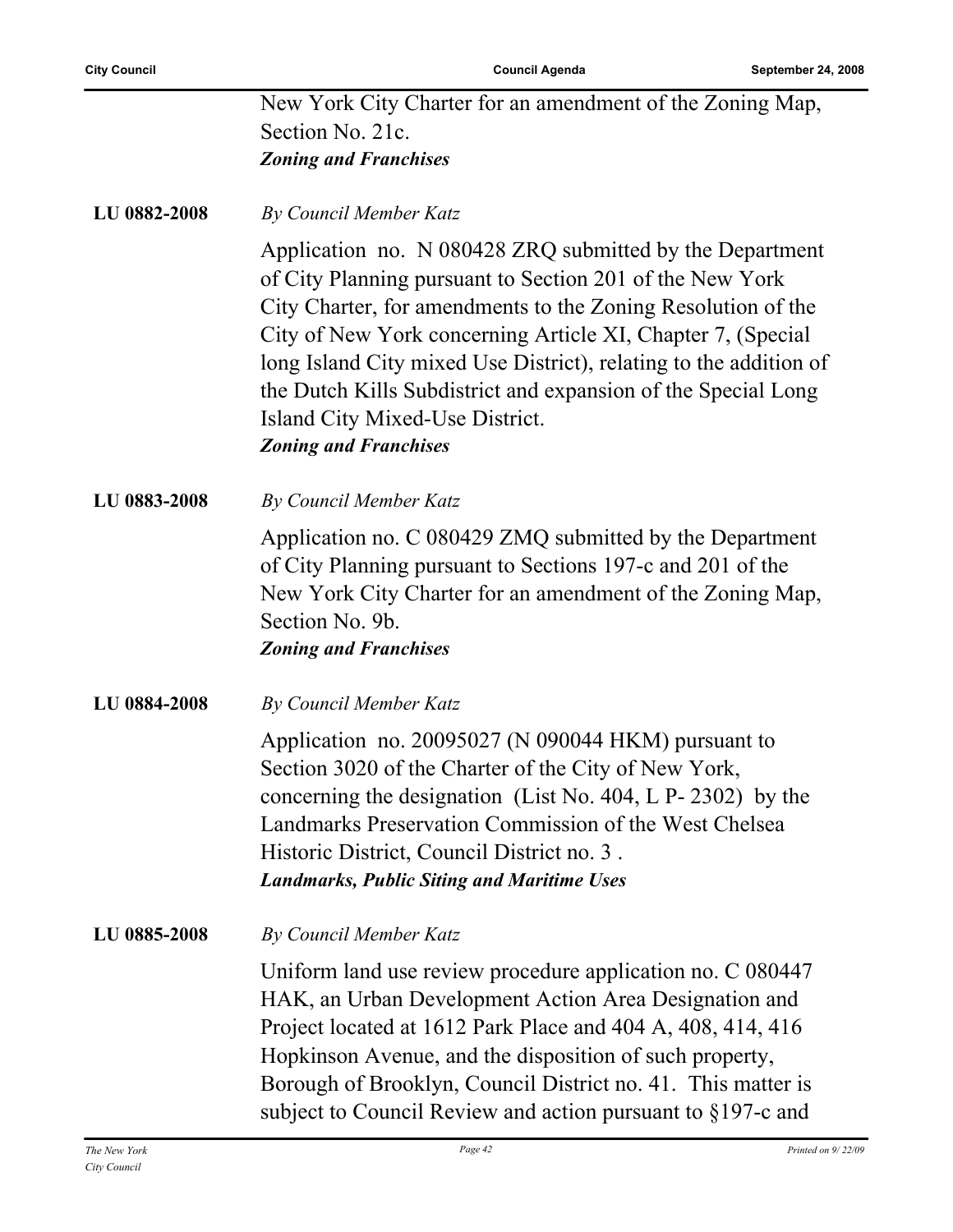New York City Charter for an amendment of the Zoning Map, Section No. 21c.
***Zoning and Franchises***

**LU 0882-2008** *By Council Member Katz*

Application no. N 080428 ZRQ submitted by the Department of City Planning pursuant to Section 201 of the New York City Charter, for amendments to the Zoning Resolution of the City of New York concerning Article XI, Chapter 7, (Special long Island City mixed Use District), relating to the addition of the Dutch Kills Subdistrict and expansion of the Special Long Island City Mixed-Use District.
***Zoning and Franchises***

**LU 0883-2008** *By Council Member Katz*

Application no. C 080429 ZMQ submitted by the Department of City Planning pursuant to Sections 197-c and 201 of the New York City Charter for an amendment of the Zoning Map, Section No. 9b.
***Zoning and Franchises***

**LU 0884-2008** *By Council Member Katz*

Application no. 20095027 (N 090044 HKM) pursuant to Section 3020 of the Charter of the City of New York, concerning the designation (List No. 404, L P- 2302) by the Landmarks Preservation Commission of the West Chelsea Historic District, Council District no. 3 .
***Landmarks, Public Siting and Maritime Uses***

**LU 0885-2008** *By Council Member Katz*

Uniform land use review procedure application no. C 080447 HAK, an Urban Development Action Area Designation and Project located at 1612 Park Place and 404 A, 408, 414, 416 Hopkinson Avenue, and the disposition of such property, Borough of Brooklyn, Council District no. 41. This matter is subject to Council Review and action pursuant to §197-c and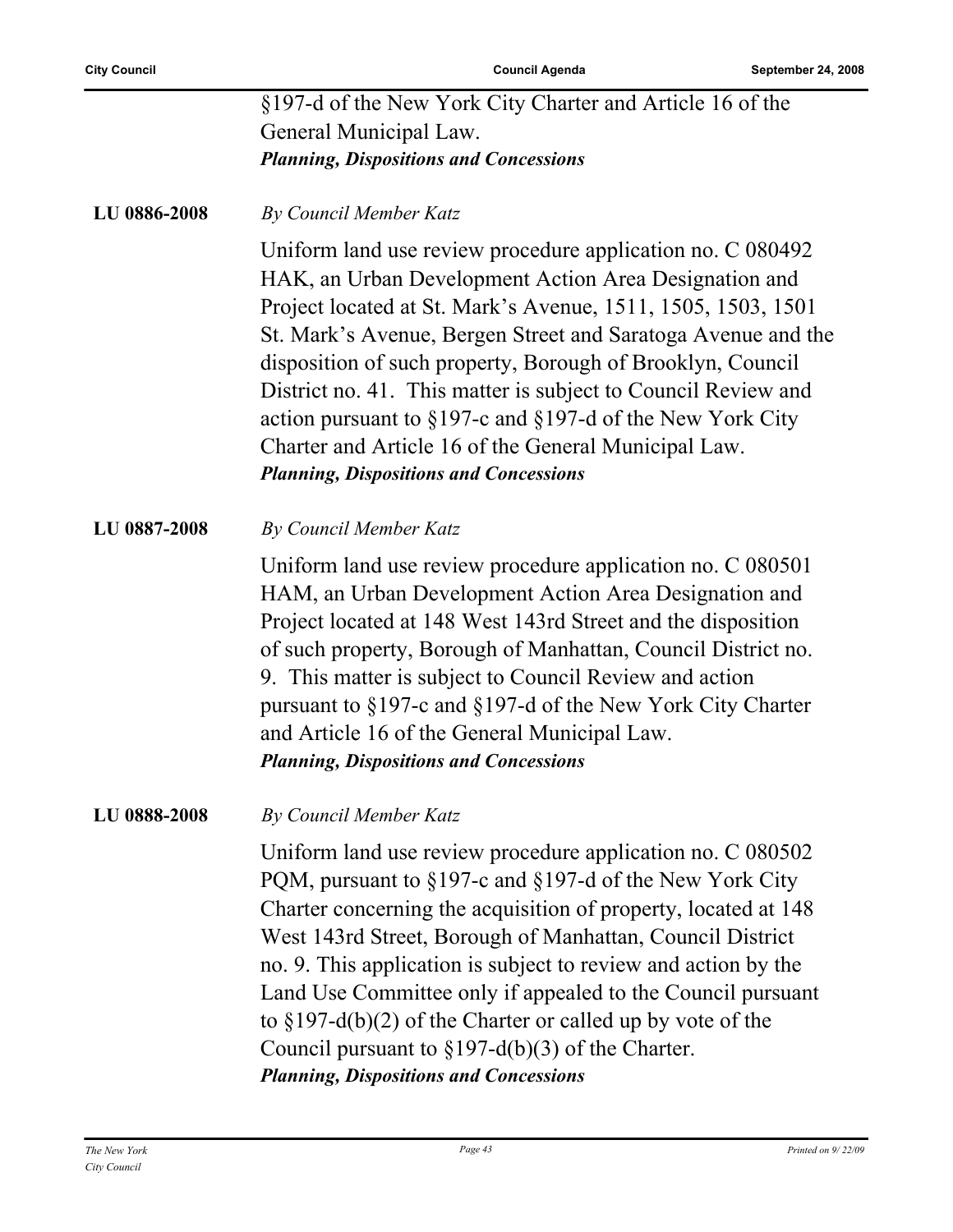§197-d of the New York City Charter and Article 16 of the General Municipal Law.
***Planning, Dispositions and Concessions***

**LU 0886-2008** *By Council Member Katz*

Uniform land use review procedure application no. C 080492 HAK, an Urban Development Action Area Designation and Project located at St. Mark's Avenue, 1511, 1505, 1503, 1501 St. Mark's Avenue, Bergen Street and Saratoga Avenue and the disposition of such property, Borough of Brooklyn, Council District no. 41. This matter is subject to Council Review and action pursuant to §197-c and §197-d of the New York City Charter and Article 16 of the General Municipal Law.
***Planning, Dispositions and Concessions***

**LU 0887-2008** *By Council Member Katz*

Uniform land use review procedure application no. C 080501 HAM, an Urban Development Action Area Designation and Project located at 148 West 143rd Street and the disposition of such property, Borough of Manhattan, Council District no. 9. This matter is subject to Council Review and action pursuant to §197-c and §197-d of the New York City Charter and Article 16 of the General Municipal Law.
***Planning, Dispositions and Concessions***

**LU 0888-2008** *By Council Member Katz*

Uniform land use review procedure application no. C 080502 PQM, pursuant to §197-c and §197-d of the New York City Charter concerning the acquisition of property, located at 148 West 143rd Street, Borough of Manhattan, Council District no. 9. This application is subject to review and action by the Land Use Committee only if appealed to the Council pursuant to §197-d(b)(2) of the Charter or called up by vote of the Council pursuant to §197-d(b)(3) of the Charter.
***Planning, Dispositions and Concessions***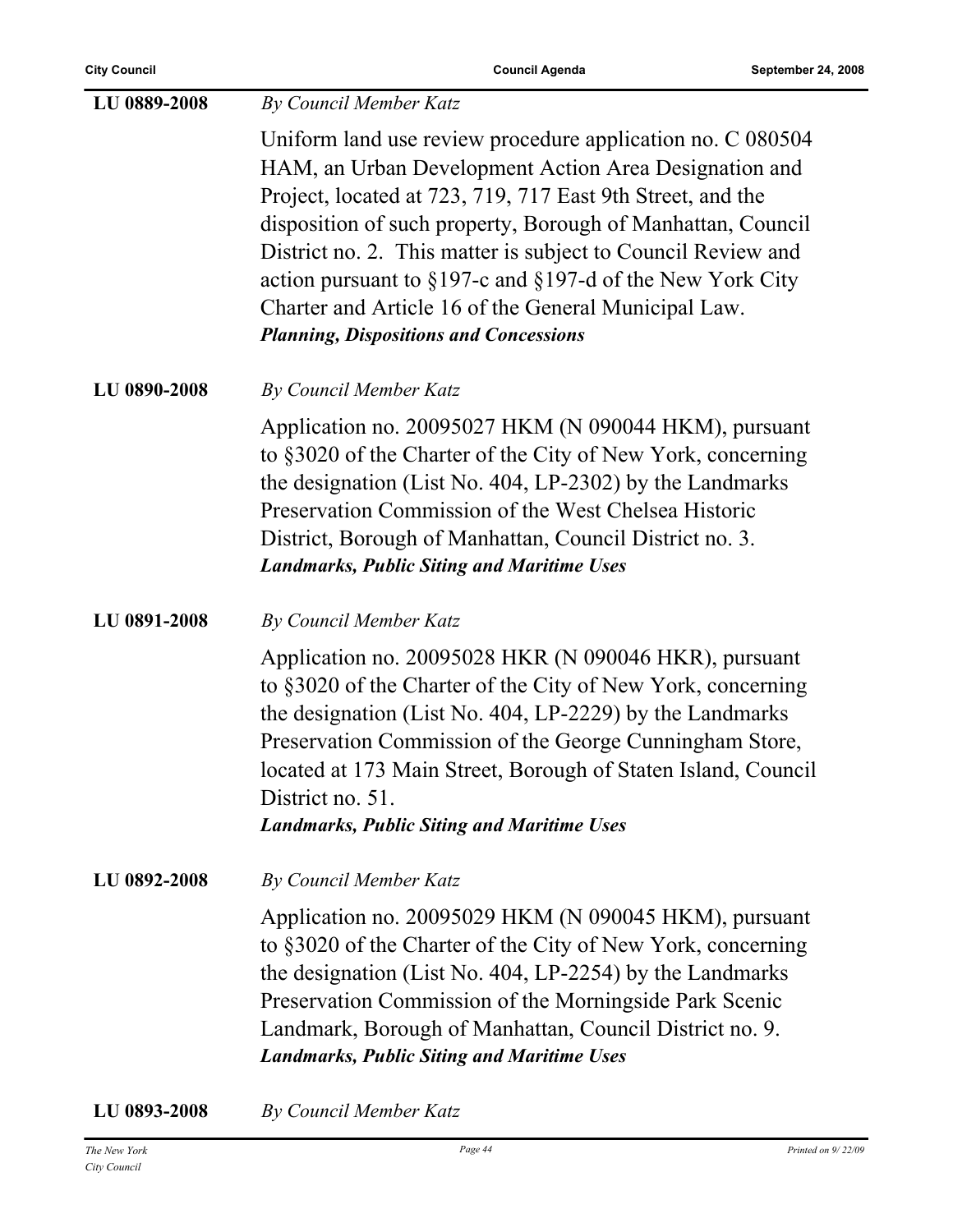**LU 0889-2008** *By Council Member Katz*

Uniform land use review procedure application no. C 080504 HAM, an Urban Development Action Area Designation and Project, located at 723, 719, 717 East 9th Street, and the disposition of such property, Borough of Manhattan, Council District no. 2. This matter is subject to Council Review and action pursuant to §197-c and §197-d of the New York City Charter and Article 16 of the General Municipal Law.

***Planning, Dispositions and Concessions***

**LU 0890-2008** *By Council Member Katz*

Application no. 20095027 HKM (N 090044 HKM), pursuant to §3020 of the Charter of the City of New York, concerning the designation (List No. 404, LP-2302) by the Landmarks Preservation Commission of the West Chelsea Historic District, Borough of Manhattan, Council District no. 3.

***Landmarks, Public Siting and Maritime Uses***

**LU 0891-2008** *By Council Member Katz*

Application no. 20095028 HKR (N 090046 HKR), pursuant to §3020 of the Charter of the City of New York, concerning the designation (List No. 404, LP-2229) by the Landmarks Preservation Commission of the George Cunningham Store, located at 173 Main Street, Borough of Staten Island, Council District no. 51.

***Landmarks, Public Siting and Maritime Uses***

**LU 0892-2008** *By Council Member Katz*

Application no. 20095029 HKM (N 090045 HKM), pursuant to §3020 of the Charter of the City of New York, concerning the designation (List No. 404, LP-2254) by the Landmarks Preservation Commission of the Morningside Park Scenic Landmark, Borough of Manhattan, Council District no. 9.

***Landmarks, Public Siting and Maritime Uses***

**LU 0893-2008** *By Council Member Katz*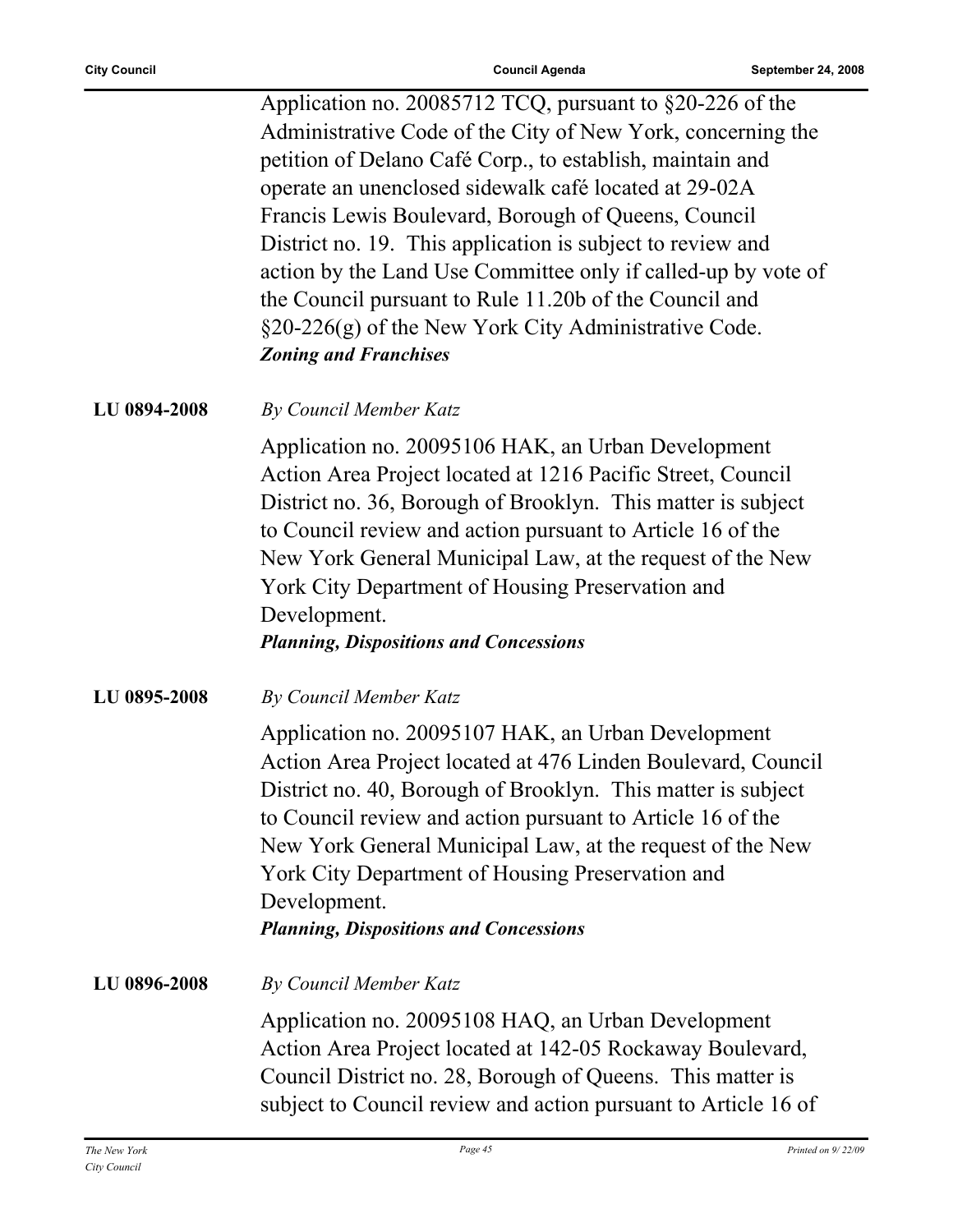Application no. 20085712 TCQ, pursuant to §20-226 of the Administrative Code of the City of New York, concerning the petition of Delano Café Corp., to establish, maintain and operate an unenclosed sidewalk café located at 29-02A Francis Lewis Boulevard, Borough of Queens, Council District no. 19. This application is subject to review and action by the Land Use Committee only if called-up by vote of the Council pursuant to Rule 11.20b of the Council and §20-226(g) of the New York City Administrative Code.

***Zoning and Franchises***

**LU 0894-2008** *By Council Member Katz*

Application no. 20095106 HAK, an Urban Development Action Area Project located at 1216 Pacific Street, Council District no. 36, Borough of Brooklyn. This matter is subject to Council review and action pursuant to Article 16 of the New York General Municipal Law, at the request of the New York City Department of Housing Preservation and Development.

***Planning, Dispositions and Concessions***

**LU 0895-2008** *By Council Member Katz*

Application no. 20095107 HAK, an Urban Development Action Area Project located at 476 Linden Boulevard, Council District no. 40, Borough of Brooklyn. This matter is subject to Council review and action pursuant to Article 16 of the New York General Municipal Law, at the request of the New York City Department of Housing Preservation and Development.

***Planning, Dispositions and Concessions***

**LU 0896-2008** *By Council Member Katz*

Application no. 20095108 HAQ, an Urban Development Action Area Project located at 142-05 Rockaway Boulevard, Council District no. 28, Borough of Queens. This matter is subject to Council review and action pursuant to Article 16 of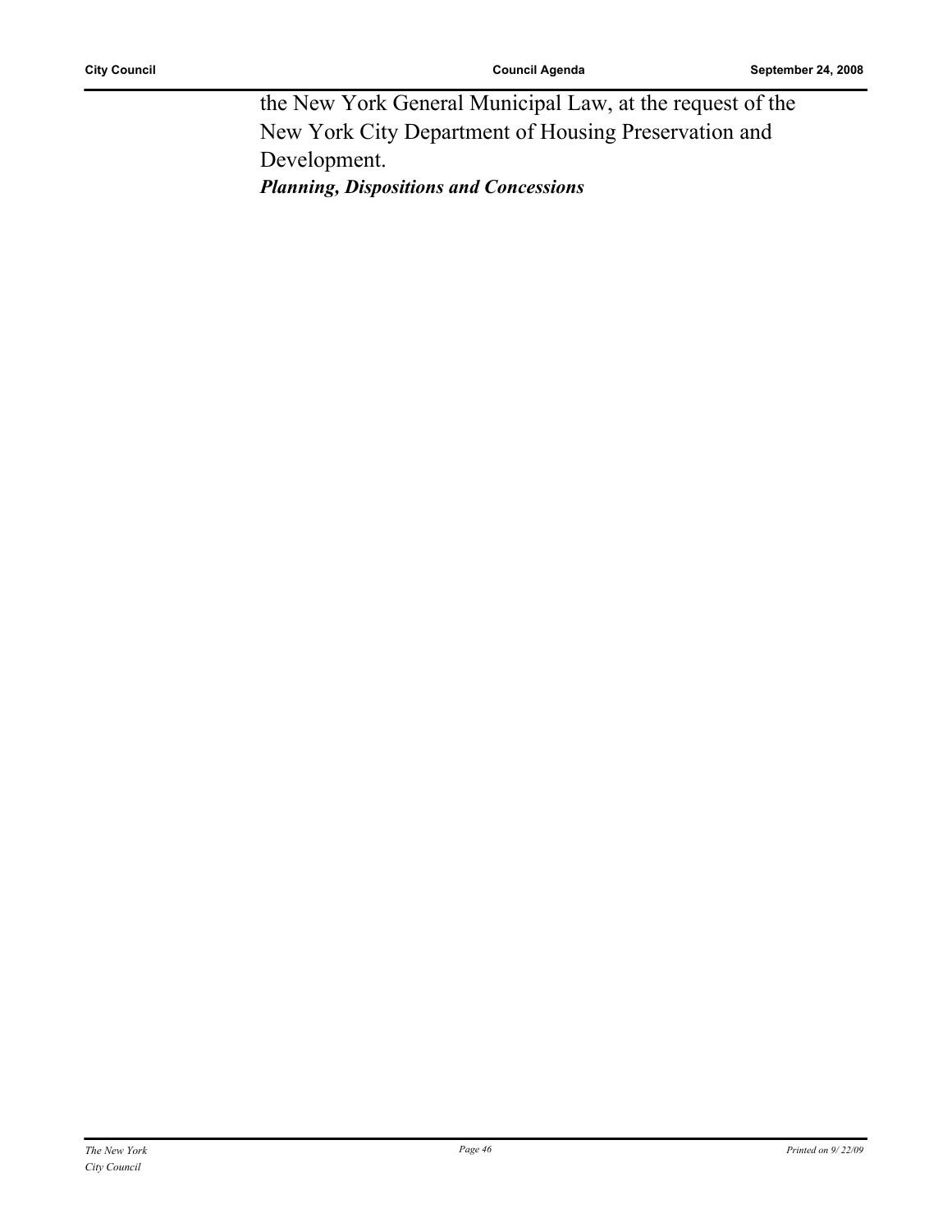the New York General Municipal Law, at the request of the New York City Department of Housing Preservation and Development.

***Planning, Dispositions and Concessions***